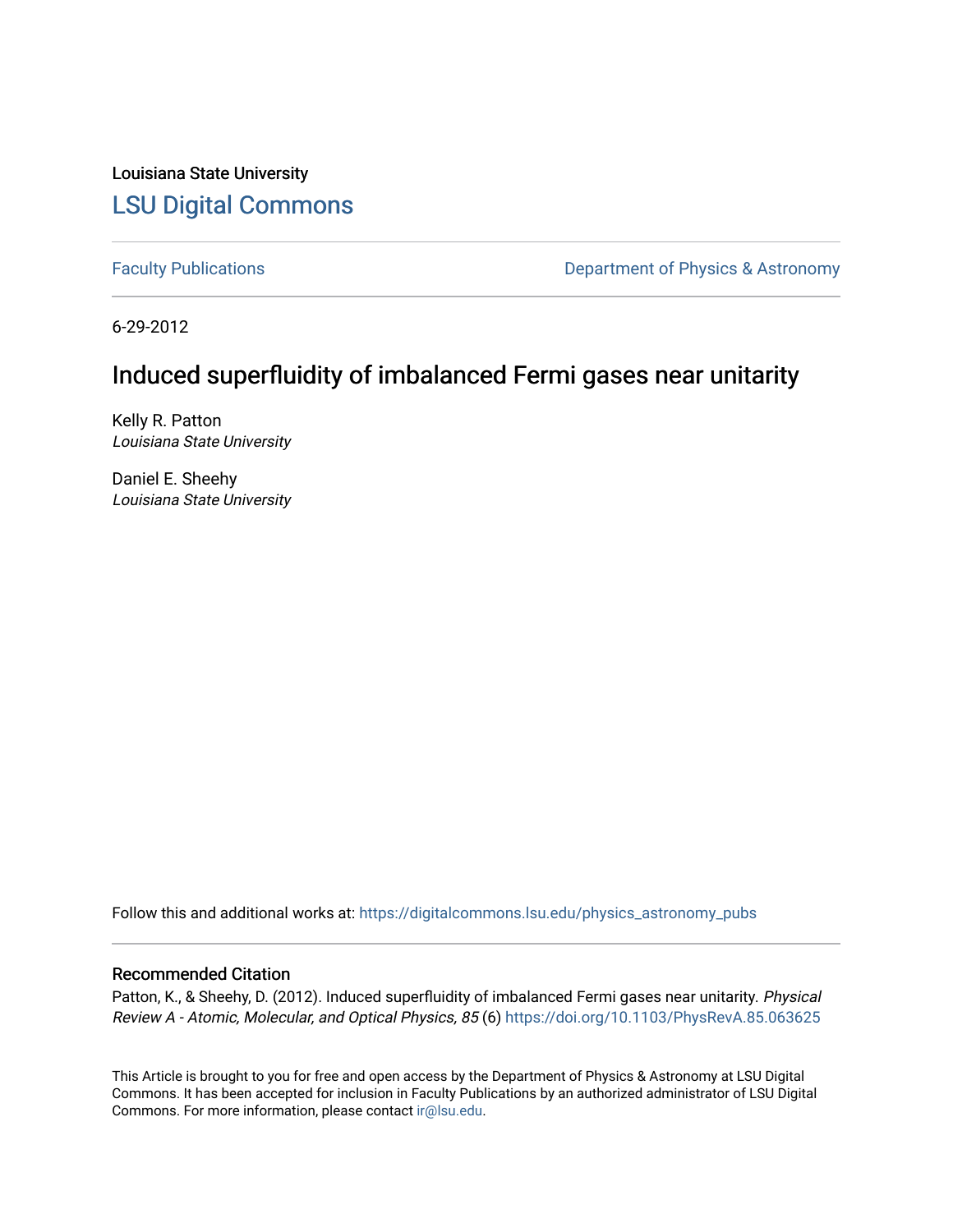Louisiana State University

# LSU Digital Commons

Faculty Publications | Department of Physics & Astronomy

6-29-2012

## Induced superfluidity of imbalanced Fermi gases near unitarity

Kelly R. Patton
*Louisiana State University*

Daniel E. Sheehy
*Louisiana State University*

Follow this and additional works at: https://digitalcommons.lsu.edu/physics_astronomy_pubs

### Recommended Citation

Patton, K., & Sheehy, D. (2012). Induced superfluidity of imbalanced Fermi gases near unitarity. *Physical Review A - Atomic, Molecular, and Optical Physics, 85* (6) https://doi.org/10.1103/PhysRevA.85.063625

This Article is brought to you for free and open access by the Department of Physics & Astronomy at LSU Digital Commons. It has been accepted for inclusion in Faculty Publications by an authorized administrator of LSU Digital Commons. For more information, please contact ir@lsu.edu.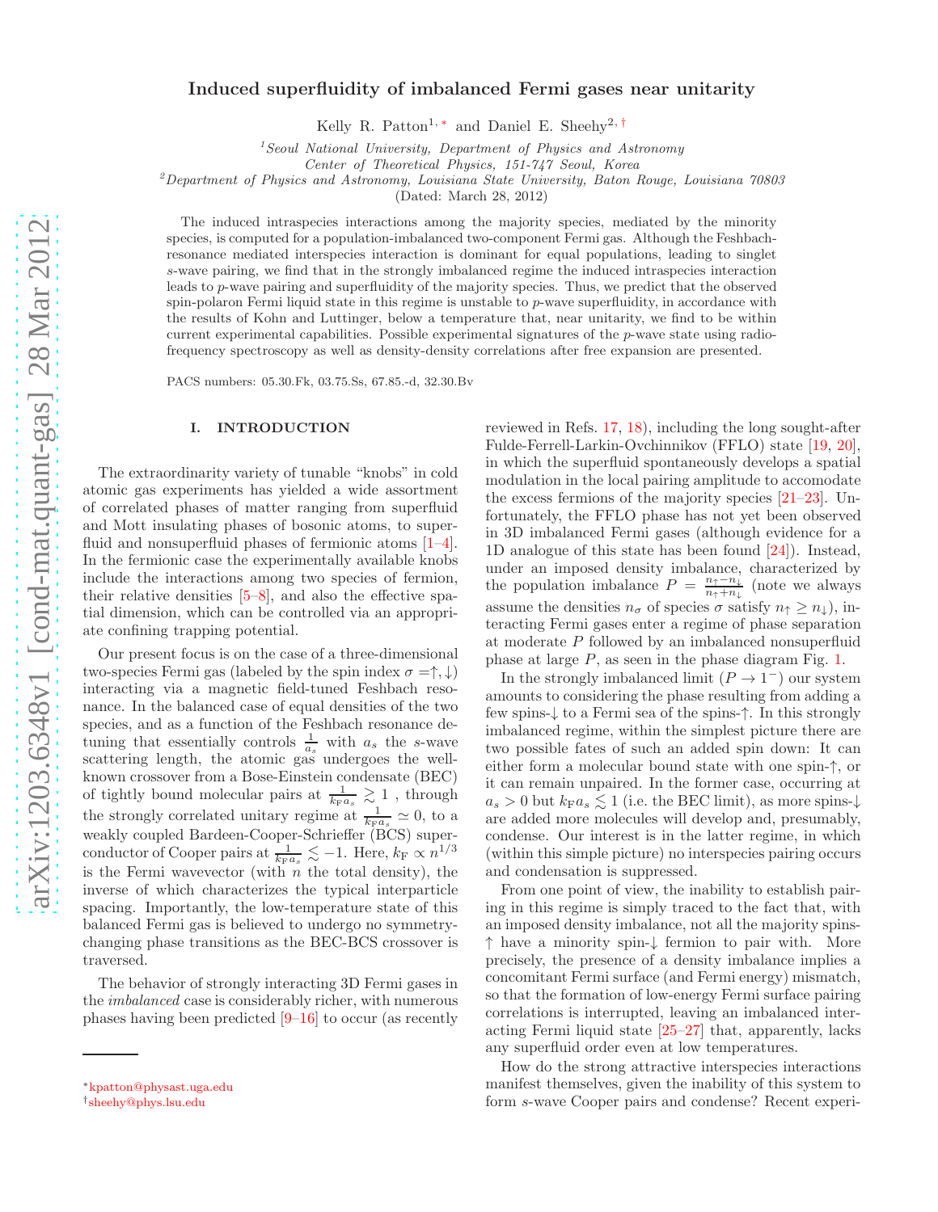# Induced superfluidity of imbalanced Fermi gases near unitarity

Kelly R. Patton[1,*] and Daniel E. Sheehy[2,†]

[1]*Seoul National University, Department of Physics and Astronomy*
*Center of Theoretical Physics, 151-747 Seoul, Korea*
[2]*Department of Physics and Astronomy, Louisiana State University, Baton Rouge, Louisiana 70803*
(Dated: March 28, 2012)

The induced intraspecies interactions among the majority species, mediated by the minority species, is computed for a population-imbalanced two-component Fermi gas. Although the Feshbach-resonance mediated interspecies interaction is dominant for equal populations, leading to singlet $s$-wave pairing, we find that in the strongly imbalanced regime the induced intraspecies interaction leads to $p$-wave pairing and superfluidity of the majority species. Thus, we predict that the observed spin-polaron Fermi liquid state in this regime is unstable to $p$-wave superfluidity, in accordance with the results of Kohn and Luttinger, below a temperature that, near unitarity, we find to be within current experimental capabilities. Possible experimental signatures of the $p$-wave state using radio-frequency spectroscopy as well as density-density correlations after free expansion are presented.

PACS numbers: 05.30.Fk, 03.75.Ss, 67.85.-d, 32.30.Bv

## I. INTRODUCTION

The extraordinarity variety of tunable "knobs" in cold atomic gas experiments has yielded a wide assortment of correlated phases of matter ranging from superfluid and Mott insulating phases of bosonic atoms, to superfluid and nonsuperfluid phases of fermionic atoms [1–4]. In the fermionic case the experimentally available knobs include the interactions among two species of fermion, their relative densities [5–8], and also the effective spatial dimension, which can be controlled via an appropriate confining trapping potential.

Our present focus is on the case of a three-dimensional two-species Fermi gas (labeled by the spin index $\sigma =\uparrow,\downarrow$) interacting via a magnetic field-tuned Feshbach resonance. In the balanced case of equal densities of the two species, and as a function of the Feshbach resonance detuning that essentially controls $\frac{1}{a_s}$ with $a_s$ the $s$-wave scattering length, the atomic gas undergoes the well-known crossover from a Bose-Einstein condensate (BEC) of tightly bound molecular pairs at $\frac{1}{k_{\rm F} a_s} \gtrsim 1$ , through the strongly correlated unitary regime at $\frac{1}{k_{\rm F} a_s} \simeq 0$, to a weakly coupled Bardeen-Cooper-Schrieffer (BCS) superconductor of Cooper pairs at $\frac{1}{k_{\rm F} a_s} \lesssim -1$. Here, $k_{\rm F} \propto n^{1/3}$ is the Fermi wavevector (with $n$ the total density), the inverse of which characterizes the typical interparticle spacing. Importantly, the low-temperature state of this balanced Fermi gas is believed to undergo no symmetry-changing phase transitions as the BEC-BCS crossover is traversed.

The behavior of strongly interacting 3D Fermi gases in the *imbalanced* case is considerably richer, with numerous phases having been predicted [9–16] to occur (as recently reviewed in Refs. 17, 18), including the long sought-after Fulde-Ferrell-Larkin-Ovchinnikov (FFLO) state [19, 20], in which the superfluid spontaneously develops a spatial modulation in the local pairing amplitude to accomodate the excess fermions of the majority species [21–23]. Unfortunately, the FFLO phase has not yet been observed in 3D imbalanced Fermi gases (although evidence for a 1D analogue of this state has been found [24]). Instead, under an imposed density imbalance, characterized by the population imbalance $P = \frac{n_\uparrow - n_\downarrow}{n_\uparrow + n_\downarrow}$ (note we always assume the densities $n_\sigma$ of species $\sigma$ satisfy $n_\uparrow \geq n_\downarrow$), interacting Fermi gases enter a regime of phase separation at moderate $P$ followed by an imbalanced nonsuperfluid phase at large $P$, as seen in the phase diagram Fig. 1.

In the strongly imbalanced limit ($P \to 1^-$) our system amounts to considering the phase resulting from adding a few spins-$\downarrow$ to a Fermi sea of the spins-$\uparrow$. In this strongly imbalanced regime, within the simplest picture there are two possible fates of such an added spin down: It can either form a molecular bound state with one spin-$\uparrow$, or it can remain unpaired. In the former case, occurring at $a_s > 0$ but $k_{\rm F} a_s \lesssim 1$ (i.e. the BEC limit), as more spins-$\downarrow$ are added more molecules will develop and, presumably, condense. Our interest is in the latter regime, in which (within this simple picture) no interspecies pairing occurs and condensation is suppressed.

From one point of view, the inability to establish pairing in this regime is simply traced to the fact that, with an imposed density imbalance, not all the majority spins-$\uparrow$ have a minority spin-$\downarrow$ fermion to pair with. More precisely, the presence of a density imbalance implies a concomitant Fermi surface (and Fermi energy) mismatch, so that the formation of low-energy Fermi surface pairing correlations is interrupted, leaving an imbalanced interacting Fermi liquid state [25–27] that, apparently, lacks any superfluid order even at low temperatures.

How do the strong attractive interspecies interactions manifest themselves, given the inability of this system to form $s$-wave Cooper pairs and condense? Recent experi-

*kpatton@physast.uga.edu
†sheehy@phys.lsu.edu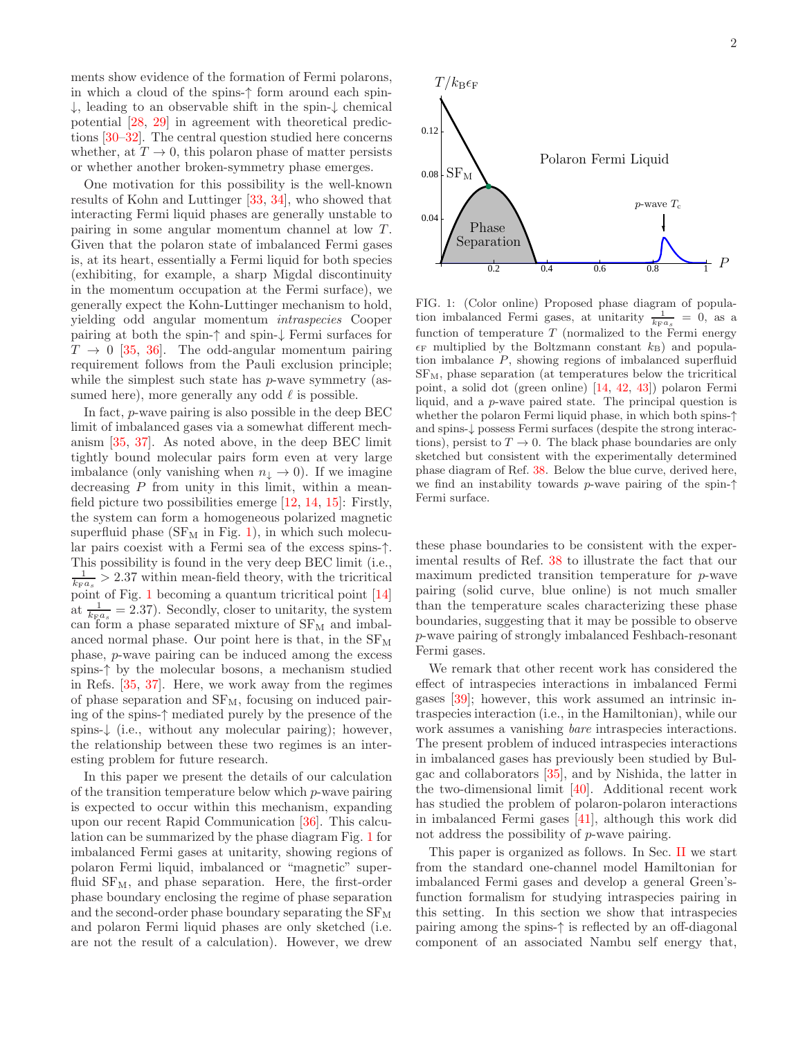ments show evidence of the formation of Fermi polarons, in which a cloud of the spins-↑ form around each spin-↓, leading to an observable shift in the spin-↓ chemical potential [28, 29] in agreement with theoretical predictions [30–32]. The central question studied here concerns whether, at $T \to 0$, this polaron phase of matter persists or whether another broken-symmetry phase emerges.

One motivation for this possibility is the well-known results of Kohn and Luttinger [33, 34], who showed that interacting Fermi liquid phases are generally unstable to pairing in some angular momentum channel at low $T$. Given that the polaron state of imbalanced Fermi gases is, at its heart, essentially a Fermi liquid for both species (exhibiting, for example, a sharp Migdal discontinuity in the momentum occupation at the Fermi surface), we generally expect the Kohn-Luttinger mechanism to hold, yielding odd angular momentum *intraspecies* Cooper pairing at both the spin-↑ and spin-↓ Fermi surfaces for $T \to 0$ [35, 36]. The odd-angular momentum pairing requirement follows from the Pauli exclusion principle; while the simplest such state has $p$-wave symmetry (assumed here), more generally any odd $\ell$ is possible.

In fact, $p$-wave pairing is also possible in the deep BEC limit of imbalanced gases via a somewhat different mechanism [35, 37]. As noted above, in the deep BEC limit tightly bound molecular pairs form even at very large imbalance (only vanishing when $n_\downarrow \to 0$). If we imagine decreasing $P$ from unity in this limit, within a mean-field picture two possibilities emerge [12, 14, 15]: Firstly, the system can form a homogeneous polarized magnetic superfluid phase ($\mathrm{SF_M}$ in Fig. 1), in which such molecular pairs coexist with a Fermi sea of the excess spins-↑. This possibility is found in the very deep BEC limit (i.e., $\frac{1}{k_\mathrm{F} a_s} > 2.37$ within mean-field theory, with the tricritical point of Fig. 1 becoming a quantum tricritical point [14] at $\frac{1}{k_\mathrm{F} a_s} = 2.37$). Secondly, closer to unitarity, the system can form a phase separated mixture of $\mathrm{SF_M}$ and imbalanced normal phase. Our point here is that, in the $\mathrm{SF_M}$ phase, $p$-wave pairing can be induced among the excess spins-↑ by the molecular bosons, a mechanism studied in Refs. [35, 37]. Here, we work away from the regimes of phase separation and $\mathrm{SF_M}$, focusing on induced pairing of the spins-↑ mediated purely by the presence of the spins-↓ (i.e., without any molecular pairing); however, the relationship between these two regimes is an interesting problem for future research.

In this paper we present the details of our calculation of the transition temperature below which $p$-wave pairing is expected to occur within this mechanism, expanding upon our recent Rapid Communication [36]. This calculation can be summarized by the phase diagram Fig. 1 for imbalanced Fermi gases at unitarity, showing regions of polaron Fermi liquid, imbalanced or "magnetic" superfluid $\mathrm{SF_M}$, and phase separation. Here, the first-order phase boundary enclosing the regime of phase separation and the second-order phase boundary separating the $\mathrm{SF_M}$ and polaron Fermi liquid phases are only sketched (i.e. are not the result of a calculation). However, we drew

$T/k_\mathrm{B}\epsilon_\mathrm{F}$
0.12
0.08
0.04
$\mathrm{SF_M}$
Polaron Fermi Liquid
Phase Separation
$p$-wave $T_\mathrm{c}$
0.2
0.4
0.6
0.8
1
$P$

FIG. 1: (Color online) Proposed phase diagram of population imbalanced Fermi gases, at unitarity $\frac{1}{k_\mathrm{F} a_s} = 0$, as a function of temperature $T$ (normalized to the Fermi energy $\epsilon_\mathrm{F}$ multiplied by the Boltzmann constant $k_\mathrm{B}$) and population imbalance $P$, showing regions of imbalanced superfluid $\mathrm{SF_M}$, phase separation (at temperatures below the tricritical point, a solid dot (green online) [14, 42, 43]) polaron Fermi liquid, and a $p$-wave paired state. The principal question is whether the polaron Fermi liquid phase, in which both spins-↑ and spins-↓ possess Fermi surfaces (despite the strong interactions), persist to $T \to 0$. The black phase boundaries are only sketched but consistent with the experimentally determined phase diagram of Ref. 38. Below the blue curve, derived here, we find an instability towards $p$-wave pairing of the spin-↑ Fermi surface.

these phase boundaries to be consistent with the experimental results of Ref. 38 to illustrate the fact that our maximum predicted transition temperature for $p$-wave pairing (solid curve, blue online) is not much smaller than the temperature scales characterizing these phase boundaries, suggesting that it may be possible to observe $p$-wave pairing of strongly imbalanced Feshbach-resonant Fermi gases.

We remark that other recent work has considered the effect of intraspecies interactions in imbalanced Fermi gases [39]; however, this work assumed an intrinsic intraspecies interaction (i.e., in the Hamiltonian), while our work assumes a vanishing *bare* intraspecies interactions. The present problem of induced intraspecies interactions in imbalanced gases has previously been studied by Bulgac and collaborators [35], and by Nishida, the latter in the two-dimensional limit [40]. Additional recent work has studied the problem of polaron-polaron interactions in imbalanced Fermi gases [41], although this work did not address the possibility of $p$-wave pairing.

This paper is organized as follows. In Sec. II we start from the standard one-channel model Hamiltonian for imbalanced Fermi gases and develop a general Green's-function formalism for studying intraspecies pairing in this setting. In this section we show that intraspecies pairing among the spins-↑ is reflected by an off-diagonal component of an associated Nambu self energy that,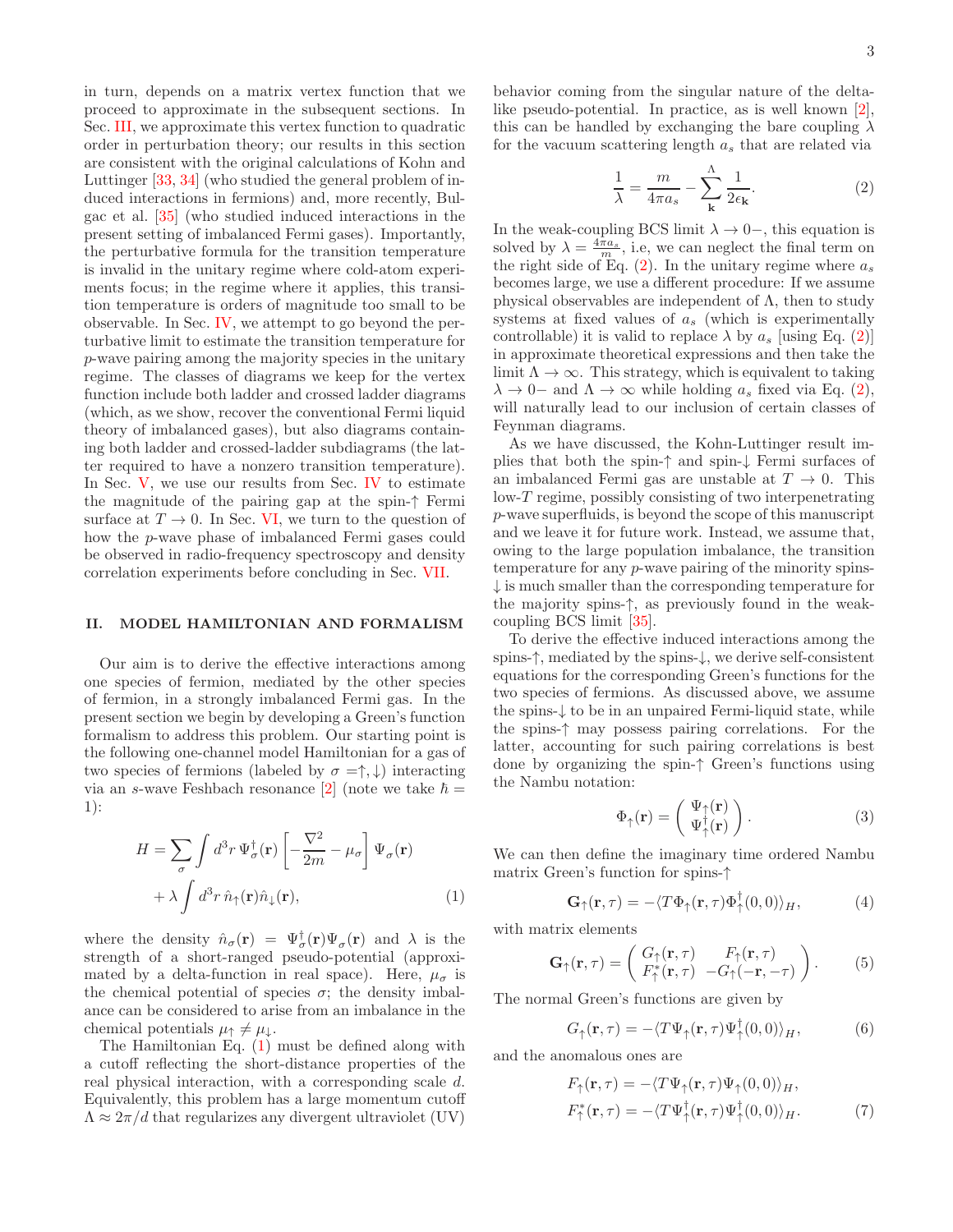in turn, depends on a matrix vertex function that we proceed to approximate in the subsequent sections. In Sec. III, we approximate this vertex function to quadratic order in perturbation theory; our results in this section are consistent with the original calculations of Kohn and Luttinger [33, 34] (who studied the general problem of induced interactions in fermions) and, more recently, Bulgac et al. [35] (who studied induced interactions in the present setting of imbalanced Fermi gases). Importantly, the perturbative formula for the transition temperature is invalid in the unitary regime where cold-atom experiments focus; in the regime where it applies, this transition temperature is orders of magnitude too small to be observable. In Sec. IV, we attempt to go beyond the perturbative limit to estimate the transition temperature for $p$-wave pairing among the majority species in the unitary regime. The classes of diagrams we keep for the vertex function include both ladder and crossed ladder diagrams (which, as we show, recover the conventional Fermi liquid theory of imbalanced gases), but also diagrams containing both ladder and crossed-ladder subdiagrams (the latter required to have a nonzero transition temperature). In Sec. V, we use our results from Sec. IV to estimate the magnitude of the pairing gap at the spin-$\uparrow$ Fermi surface at $T \to 0$. In Sec. VI, we turn to the question of how the $p$-wave phase of imbalanced Fermi gases could be observed in radio-frequency spectroscopy and density correlation experiments before concluding in Sec. VII.

## II. MODEL HAMILTONIAN AND FORMALISM

Our aim is to derive the effective interactions among one species of fermion, mediated by the other species of fermion, in a strongly imbalanced Fermi gas. In the present section we begin by developing a Green's function formalism to address this problem. Our starting point is the following one-channel model Hamiltonian for a gas of two species of fermions (labeled by $\sigma = \uparrow, \downarrow$) interacting via an $s$-wave Feshbach resonance [2] (note we take $\hbar = 1$):

$$H = \sum_\sigma \int d^3r\, \Psi^\dagger_\sigma(\mathbf{r}) \left[ -\frac{\nabla^2}{2m} - \mu_\sigma \right] \Psi_\sigma(\mathbf{r}) + \lambda \int d^3r\, \hat{n}_\uparrow(\mathbf{r}) \hat{n}_\downarrow(\mathbf{r}), \tag{1}$$

where the density $\hat{n}_\sigma(\mathbf{r}) = \Psi^\dagger_\sigma(\mathbf{r})\Psi_\sigma(\mathbf{r})$ and $\lambda$ is the strength of a short-ranged pseudo-potential (approximated by a delta-function in real space). Here, $\mu_\sigma$ is the chemical potential of species $\sigma$; the density imbalance can be considered to arise from an imbalance in the chemical potentials $\mu_\uparrow \neq \mu_\downarrow$.

The Hamiltonian Eq. (1) must be defined along with a cutoff reflecting the short-distance properties of the real physical interaction, with a corresponding scale $d$. Equivalently, this problem has a large momentum cutoff $\Lambda \approx 2\pi/d$ that regularizes any divergent ultraviolet (UV) behavior coming from the singular nature of the delta-like pseudo-potential. In practice, as is well known [2], this can be handled by exchanging the bare coupling $\lambda$ for the vacuum scattering length $a_s$ that are related via

$$\frac{1}{\lambda} = \frac{m}{4\pi a_s} - \sum_{\mathbf{k}}^{\Lambda} \frac{1}{2\epsilon_{\mathbf{k}}}. \tag{2}$$

In the weak-coupling BCS limit $\lambda \to 0-$, this equation is solved by $\lambda = \frac{4\pi a_s}{m}$, i.e, we can neglect the final term on the right side of Eq. (2). In the unitary regime where $a_s$ becomes large, we use a different procedure: If we assume physical observables are independent of $\Lambda$, then to study systems at fixed values of $a_s$ (which is experimentally controllable) it is valid to replace $\lambda$ by $a_s$ [using Eq. (2)] in approximate theoretical expressions and then take the limit $\Lambda \to \infty$. This strategy, which is equivalent to taking $\lambda \to 0-$ and $\Lambda \to \infty$ while holding $a_s$ fixed via Eq. (2), will naturally lead to our inclusion of certain classes of Feynman diagrams.

As we have discussed, the Kohn-Luttinger result implies that both the spin-$\uparrow$ and spin-$\downarrow$ Fermi surfaces of an imbalanced Fermi gas are unstable at $T \to 0$. This low-$T$ regime, possibly consisting of two interpenetrating $p$-wave superfluids, is beyond the scope of this manuscript and we leave it for future work. Instead, we assume that, owing to the large population imbalance, the transition temperature for any $p$-wave pairing of the minority spins-$\downarrow$ is much smaller than the corresponding temperature for the majority spins-$\uparrow$, as previously found in the weak-coupling BCS limit [35].

To derive the effective induced interactions among the spins-$\uparrow$, mediated by the spins-$\downarrow$, we derive self-consistent equations for the corresponding Green's functions for the two species of fermions. As discussed above, we assume the spins-$\downarrow$ to be in an unpaired Fermi-liquid state, while the spins-$\uparrow$ may possess pairing correlations. For the latter, accounting for such pairing correlations is best done by organizing the spin-$\uparrow$ Green's functions using the Nambu notation:

$$\Phi_\uparrow(\mathbf{r}) = \begin{pmatrix} \Psi_\uparrow(\mathbf{r}) \\ \Psi^\dagger_\uparrow(\mathbf{r}) \end{pmatrix}. \tag{3}$$

We can then define the imaginary time ordered Nambu matrix Green's function for spins-$\uparrow$

$$\mathbf{G}_\uparrow(\mathbf{r}, \tau) = -\langle T \Phi_\uparrow(\mathbf{r}, \tau) \Phi^\dagger_\uparrow(0, 0) \rangle_H, \tag{4}$$

with matrix elements

$$\mathbf{G}_\uparrow(\mathbf{r}, \tau) = \begin{pmatrix} G_\uparrow(\mathbf{r}, \tau) & F_\uparrow(\mathbf{r}, \tau) \\ F^*_\uparrow(\mathbf{r}, \tau) & -G_\uparrow(-\mathbf{r}, -\tau) \end{pmatrix}. \tag{5}$$

The normal Green's functions are given by

$$G_\uparrow(\mathbf{r}, \tau) = -\langle T \Psi_\uparrow(\mathbf{r}, \tau) \Psi^\dagger_\uparrow(0, 0) \rangle_H, \tag{6}$$

and the anomalous ones are

$$F_\uparrow(\mathbf{r}, \tau) = -\langle T \Psi_\uparrow(\mathbf{r}, \tau) \Psi_\uparrow(0, 0) \rangle_H,$$
$$F^*_\uparrow(\mathbf{r}, \tau) = -\langle T \Psi^\dagger_\uparrow(\mathbf{r}, \tau) \Psi^\dagger_\uparrow(0, 0) \rangle_H. \tag{7}$$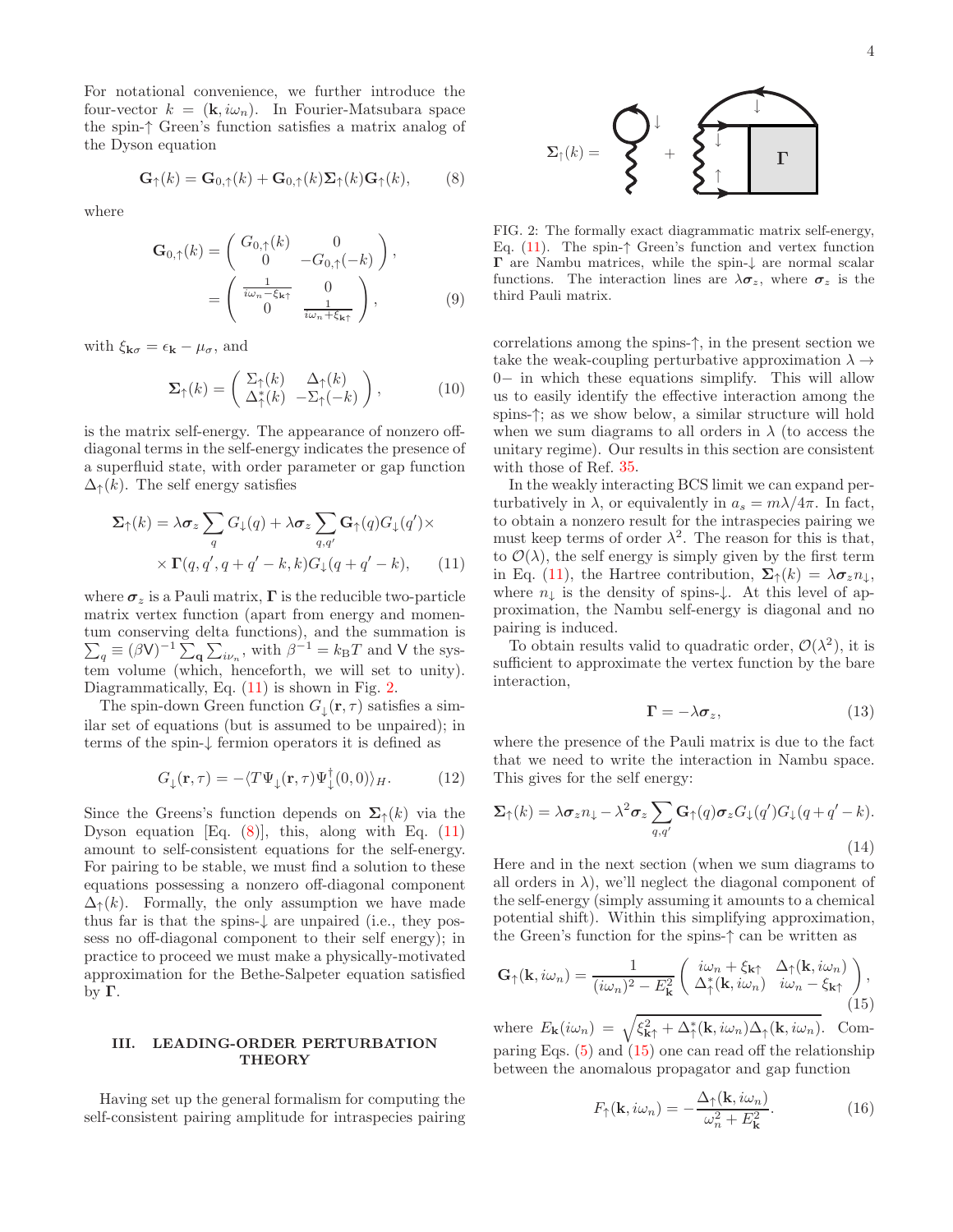For notational convenience, we further introduce the four-vector $k = (\mathbf{k}, i\omega_n)$. In Fourier-Matsubara space the spin-↑ Green's function satisfies a matrix analog of the Dyson equation

$$\mathbf{G}_\uparrow(k) = \mathbf{G}_{0,\uparrow}(k) + \mathbf{G}_{0,\uparrow}(k)\mathbf{\Sigma}_\uparrow(k)\mathbf{G}_\uparrow(k), \tag{8}$$

where

$$\mathbf{G}_{0,\uparrow}(k) = \begin{pmatrix} G_{0,\uparrow}(k) & 0 \\ 0 & -G_{0,\uparrow}(-k) \end{pmatrix}, \\ = \begin{pmatrix} \frac{1}{i\omega_n - \xi_{\mathbf{k}\uparrow}} & 0 \\ 0 & \frac{1}{i\omega_n + \xi_{\mathbf{k}\uparrow}} \end{pmatrix}, \tag{9}$$

with $\xi_{\mathbf{k}\sigma} = \epsilon_\mathbf{k} - \mu_\sigma$, and

$$\mathbf{\Sigma}_\uparrow(k) = \begin{pmatrix} \Sigma_\uparrow(k) & \Delta_\uparrow(k) \\ \Delta^*_\uparrow(k) & -\Sigma_\uparrow(-k) \end{pmatrix}, \tag{10}$$

is the matrix self-energy. The appearance of nonzero off-diagonal terms in the self-energy indicates the presence of a superfluid state, with order parameter or gap function $\Delta_\uparrow(k)$. The self energy satisfies

$$\mathbf{\Sigma}_\uparrow(k) = \lambda\boldsymbol{\sigma}_z \sum_q G_\downarrow(q) + \lambda\boldsymbol{\sigma}_z \sum_{q,q'} \mathbf{G}_\uparrow(q) G_\downarrow(q') \times \\ \times \mathbf{\Gamma}(q, q', q+q'-k, k) G_\downarrow(q+q'-k), \tag{11}$$

where $\boldsymbol{\sigma}_z$ is a Pauli matrix, $\mathbf{\Gamma}$ is the reducible two-particle matrix vertex function (apart from energy and momentum conserving delta functions), and the summation is $\sum_q \equiv (\beta\mathsf{V})^{-1}\sum_\mathbf{q}\sum_{i\nu_n}$, with $\beta^{-1} = k_\mathrm{B}T$ and $\mathsf{V}$ the system volume (which, henceforth, we will set to unity). Diagrammatically, Eq. (11) is shown in Fig. 2.

The spin-down Green function $G_\downarrow(\mathbf{r},\tau)$ satisfies a similar set of equations (but is assumed to be unpaired); in terms of the spin-↓ fermion operators it is defined as

$$G_\downarrow(\mathbf{r},\tau) = -\langle T\Psi_\downarrow(\mathbf{r},\tau)\Psi^\dagger_\downarrow(0,0)\rangle_H. \tag{12}$$

Since the Greens's function depends on $\mathbf{\Sigma}_\uparrow(k)$ via the Dyson equation [Eq. (8)], this, along with Eq. (11) amount to self-consistent equations for the self-energy. For pairing to be stable, we must find a solution to these equations possessing a nonzero off-diagonal component $\Delta_\uparrow(k)$. Formally, the only assumption we have made thus far is that the spins-↓ are unpaired (i.e., they possess no off-diagonal component to their self energy); in practice to proceed we must make a physically-motivated approximation for the Bethe-Salpeter equation satisfied by $\mathbf{\Gamma}$.

## III. LEADING-ORDER PERTURBATION THEORY

Having set up the general formalism for computing the self-consistent pairing amplitude for intraspecies pairing correlations among the spins-↑, in the present section we take the weak-coupling perturbative approximation $\lambda \to 0-$ in which these equations simplify. This will allow us to easily identify the effective interaction among the spins-↑; as we show below, a similar structure will hold when we sum diagrams to all orders in $\lambda$ (to access the unitary regime). Our results in this section are consistent with those of Ref. 35.

$\mathbf{\Sigma}_\uparrow(k) =$ ↓ + ↓ ↑ $\mathbf{\Gamma}$

FIG. 2: The formally exact diagrammatic matrix self-energy, Eq. (11). The spin-↑ Green's function and vertex function $\mathbf{\Gamma}$ are Nambu matrices, while the spin-↓ are normal scalar functions. The interaction lines are $\lambda\boldsymbol{\sigma}_z$, where $\boldsymbol{\sigma}_z$ is the third Pauli matrix.

In the weakly interacting BCS limit we can expand perturbatively in $\lambda$, or equivalently in $a_s = m\lambda/4\pi$. In fact, to obtain a nonzero result for the intraspecies pairing we must keep terms of order $\lambda^2$. The reason for this is that, to $\mathcal{O}(\lambda)$, the self energy is simply given by the first term in Eq. (11), the Hartree contribution, $\mathbf{\Sigma}_\uparrow(k) = \lambda\boldsymbol{\sigma}_z n_\downarrow$, where $n_\downarrow$ is the density of spins-↓. At this level of approximation, the Nambu self-energy is diagonal and no pairing is induced.

To obtain results valid to quadratic order, $\mathcal{O}(\lambda^2)$, it is sufficient to approximate the vertex function by the bare interaction,

$$\mathbf{\Gamma} = -\lambda\boldsymbol{\sigma}_z, \tag{13}$$

where the presence of the Pauli matrix is due to the fact that we need to write the interaction in Nambu space. This gives for the self energy:

$$\mathbf{\Sigma}_\uparrow(k) = \lambda\boldsymbol{\sigma}_z n_\downarrow - \lambda^2\boldsymbol{\sigma}_z \sum_{q,q'} \mathbf{G}_\uparrow(q)\boldsymbol{\sigma}_z G_\downarrow(q') G_\downarrow(q+q'-k). \tag{14}$$

Here and in the next section (when we sum diagrams to all orders in $\lambda$), we'll neglect the diagonal component of the self-energy (simply assuming it amounts to a chemical potential shift). Within this simplifying approximation, the Green's function for the spins-↑ can be written as

$$\mathbf{G}_\uparrow(\mathbf{k}, i\omega_n) = \frac{1}{(i\omega_n)^2 - E^2_\mathbf{k}} \begin{pmatrix} i\omega_n + \xi_{\mathbf{k}\uparrow} & \Delta_\uparrow(\mathbf{k}, i\omega_n) \\ \Delta^*_\uparrow(\mathbf{k}, i\omega_n) & i\omega_n - \xi_{\mathbf{k}\uparrow} \end{pmatrix}, \tag{15}$$

where $E_\mathbf{k}(i\omega_n) = \sqrt{\xi^2_{\mathbf{k}\uparrow} + \Delta^*_\uparrow(\mathbf{k}, i\omega_n)\Delta_\uparrow(\mathbf{k}, i\omega_n)}$. Comparing Eqs. (5) and (15) one can read off the relationship between the anomalous propagator and gap function

$$F_\uparrow(\mathbf{k}, i\omega_n) = -\frac{\Delta_\uparrow(\mathbf{k}, i\omega_n)}{\omega^2_n + E^2_\mathbf{k}}. \tag{16}$$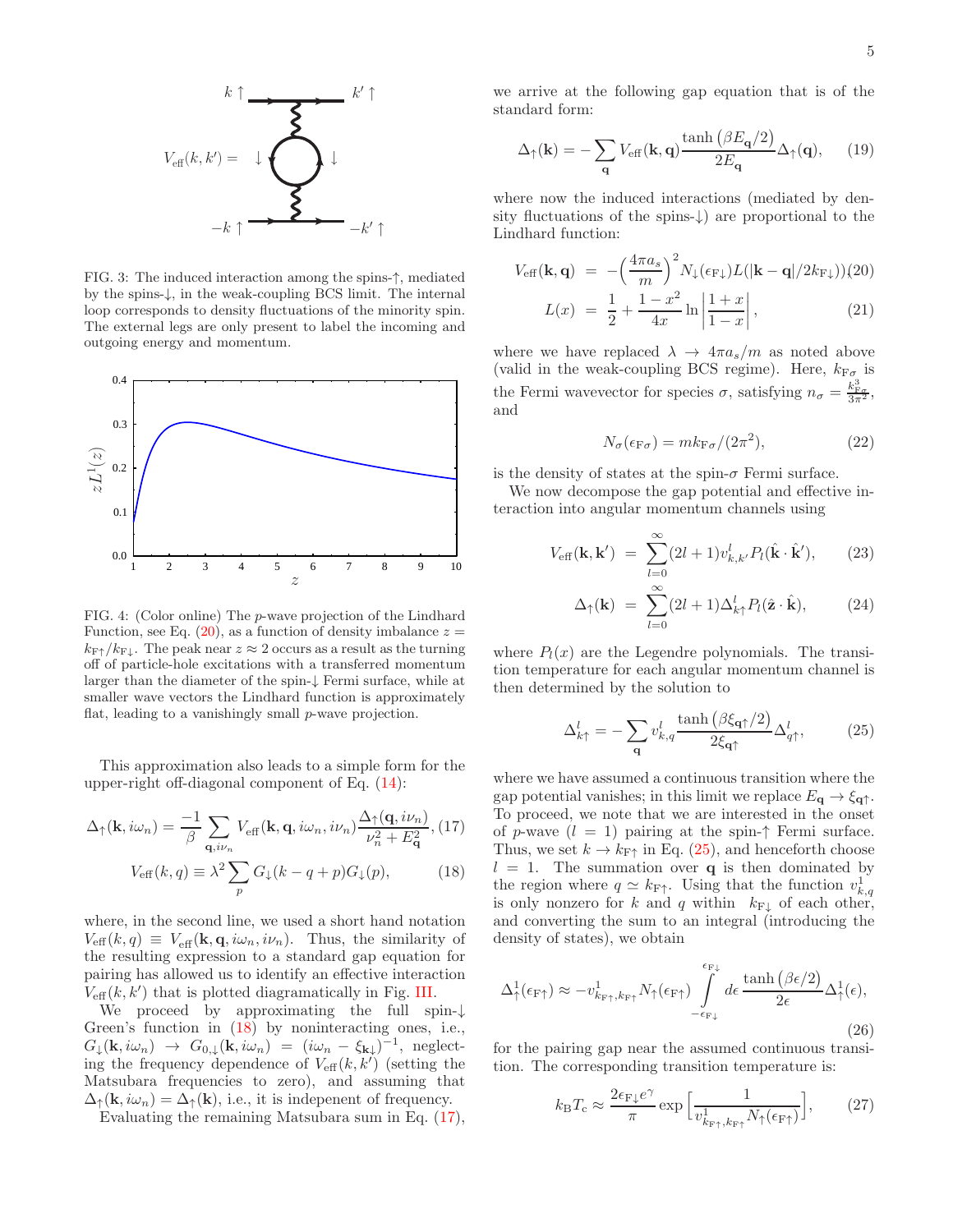$k\uparrow$ $k'\uparrow$

$V_{\rm eff}(k,k') =$ $\downarrow$ $\downarrow$

$-k\uparrow$ $-k'\uparrow$

FIG. 3: The induced interaction among the spins-↑, mediated by the spins-↓, in the weak-coupling BCS limit. The internal loop corresponds to density fluctuations of the minority spin. The external legs are only present to label the incoming and outgoing energy and momentum.

0.4
0.3
0.2
0.1
0.0
$zL^1(z)$
1 2 3 4 5 6 7 8 9 10
$z$

FIG. 4: (Color online) The $p$-wave projection of the Lindhard Function, see Eq. (20), as a function of density imbalance $z = k_{\rm F\uparrow}/k_{\rm F\downarrow}$. The peak near $z \approx 2$ occurs as a result as the turning off of particle-hole excitations with a transferred momentum larger than the diameter of the spin-↓ Fermi surface, while at smaller wave vectors the Lindhard function is approximately flat, leading to a vanishingly small $p$-wave projection.

This approximation also leads to a simple form for the upper-right off-diagonal component of Eq. (14):

$$\Delta_\uparrow(\mathbf{k}, i\omega_n) = \frac{-1}{\beta}\sum_{\mathbf{q}, i\nu_n} V_{\rm eff}(\mathbf{k},\mathbf{q}, i\omega_n, i\nu_n)\frac{\Delta_\uparrow(\mathbf{q}, i\nu_n)}{\nu_n^2 + E_\mathbf{q}^2}, \quad (17)$$

$$V_{\rm eff}(k,q) \equiv \lambda^2 \sum_p G_\downarrow(k-q+p)G_\downarrow(p), \quad (18)$$

where, in the second line, we used a short hand notation $V_{\rm eff}(k,q) \equiv V_{\rm eff}(\mathbf{k},\mathbf{q}, i\omega_n, i\nu_n)$. Thus, the similarity of the resulting expression to a standard gap equation for pairing has allowed us to identify an effective interaction $V_{\rm eff}(k,k')$ that is plotted diagramatically in Fig. III.

We proceed by approximating the full spin-↓ Green's function in (18) by noninteracting ones, i.e., $G_\downarrow(\mathbf{k}, i\omega_n) \to G_{0,\downarrow}(\mathbf{k}, i\omega_n) = (i\omega_n - \xi_{\mathbf{k}\downarrow})^{-1}$, neglecting the frequency dependence of $V_{\rm eff}(k,k')$ (setting the Matsubara frequencies to zero), and assuming that $\Delta_\uparrow(\mathbf{k}, i\omega_n) = \Delta_\uparrow(\mathbf{k})$, i.e., it is indepenent of frequency.

Evaluating the remaining Matsubara sum in Eq. (17), we arrive at the following gap equation that is of the standard form:

$$\Delta_\uparrow(\mathbf{k}) = -\sum_\mathbf{q} V_{\rm eff}(\mathbf{k},\mathbf{q})\frac{\tanh\left(\beta E_\mathbf{q}/2\right)}{2E_\mathbf{q}}\Delta_\uparrow(\mathbf{q}), \quad (19)$$

where now the induced interactions (mediated by density fluctuations of the spins-↓) are proportional to the Lindhard function:

$$V_{\rm eff}(\mathbf{k},\mathbf{q}) = -\Big(\frac{4\pi a_s}{m}\Big)^2 N_\downarrow(\epsilon_{\rm F\downarrow})L(|\mathbf{k}-\mathbf{q}|/2k_{\rm F\downarrow})), \quad (20)$$

$$L(x) = \frac{1}{2} + \frac{1-x^2}{4x}\ln\left|\frac{1+x}{1-x}\right|, \quad (21)$$

where we have replaced $\lambda \to 4\pi a_s/m$ as noted above (valid in the weak-coupling BCS regime). Here, $k_{\rm F\sigma}$ is the Fermi wavevector for species $\sigma$, satisfying $n_\sigma = \frac{k_{\rm F\sigma}^3}{3\pi^2}$, and

$$N_\sigma(\epsilon_{\rm F\sigma}) = mk_{\rm F\sigma}/(2\pi^2), \quad (22)$$

is the density of states at the spin-$\sigma$ Fermi surface.

We now decompose the gap potential and effective interaction into angular momentum channels using

$$V_{\rm eff}(\mathbf{k},\mathbf{k}') = \sum_{l=0}^{\infty}(2l+1)v_{k,k'}^l P_l(\hat{\mathbf{k}}\cdot\hat{\mathbf{k}}'), \quad (23)$$

$$\Delta_\uparrow(\mathbf{k}) = \sum_{l=0}^{\infty}(2l+1)\Delta_{k\uparrow}^l P_l(\hat{\mathbf{z}}\cdot\hat{\mathbf{k}}), \quad (24)$$

where $P_l(x)$ are the Legendre polynomials. The transition temperature for each angular momentum channel is then determined by the solution to

$$\Delta_{k\uparrow}^l = -\sum_\mathbf{q} v_{k,q}^l \frac{\tanh\left(\beta\xi_{\mathbf{q}\uparrow}/2\right)}{2\xi_{\mathbf{q}\uparrow}}\Delta_{q\uparrow}^l, \quad (25)$$

where we have assumed a continuous transition where the gap potential vanishes; in this limit we replace $E_\mathbf{q} \to \xi_{\mathbf{q}\uparrow}$. To proceed, we note that we are interested in the onset of $p$-wave ($l = 1$) pairing at the spin-↑ Fermi surface. Thus, we set $k \to k_{\rm F\uparrow}$ in Eq. (25), and henceforth choose $l = 1$. The summation over $\mathbf{q}$ is then dominated by the region where $q \simeq k_{\rm F\uparrow}$. Using that the function $v_{k,q}^1$ is only nonzero for $k$ and $q$ within $k_{\rm F\downarrow}$ of each other, and converting the sum to an integral (introducing the density of states), we obtain

$$\Delta_\uparrow^1(\epsilon_{\rm F\uparrow}) \approx -v_{k_{\rm F\uparrow},k_{\rm F\uparrow}}^1 N_\uparrow(\epsilon_{\rm F\uparrow})\int_{-\epsilon_{\rm F\downarrow}}^{\epsilon_{\rm F\downarrow}} d\epsilon\,\frac{\tanh\left(\beta\epsilon/2\right)}{2\epsilon}\Delta_\uparrow^1(\epsilon), \quad (26)$$

for the pairing gap near the assumed continuous transition. The corresponding transition temperature is:

$$k_{\rm B}T_{\rm c} \approx \frac{2\epsilon_{\rm F\downarrow}e^\gamma}{\pi}\exp\Big[\frac{1}{v_{k_{\rm F\uparrow},k_{\rm F\uparrow}}^1 N_\uparrow(\epsilon_{\rm F\uparrow})}\Big], \quad (27)$$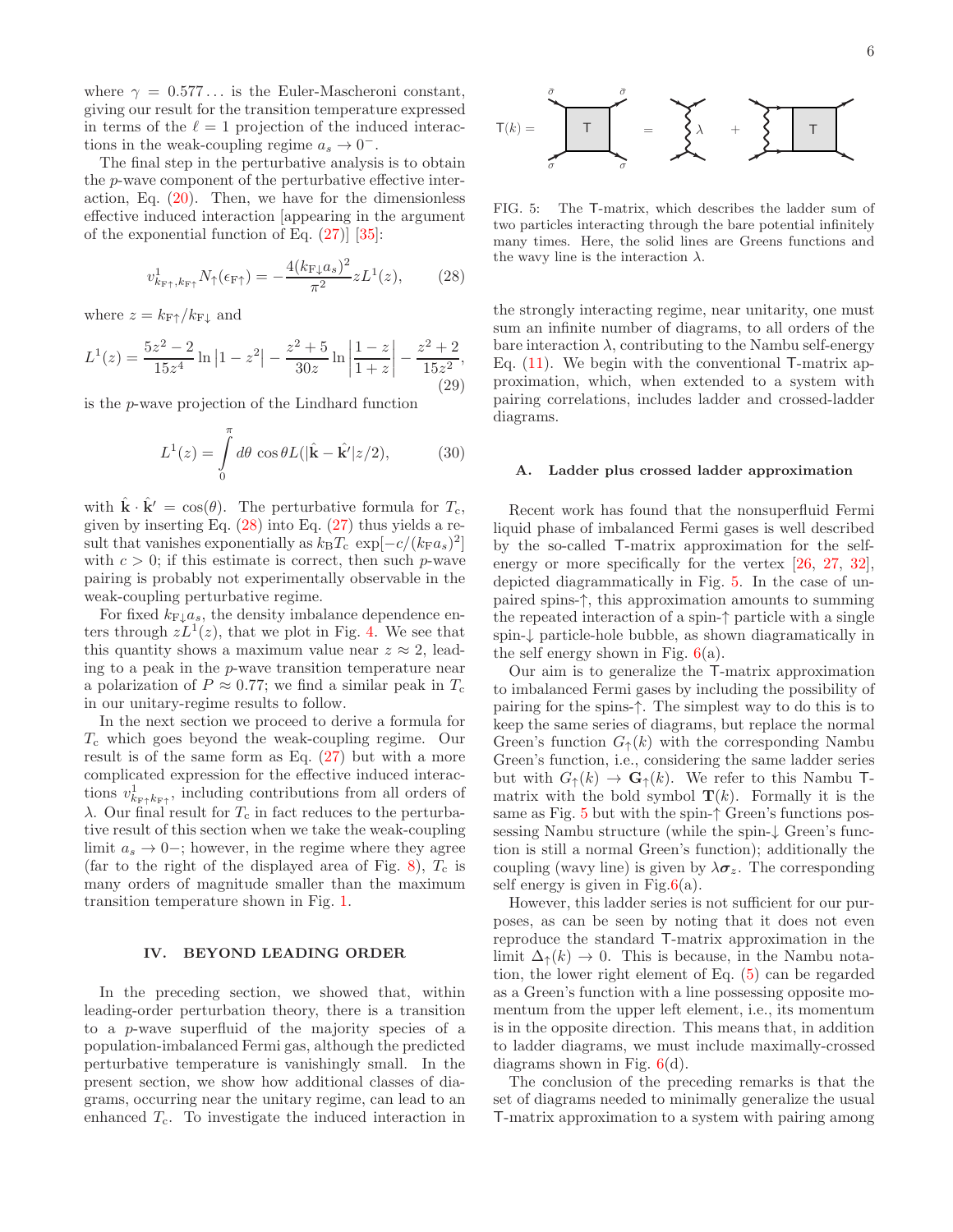where $\gamma = 0.577\ldots$ is the Euler-Mascheroni constant, giving our result for the transition temperature expressed in terms of the $\ell = 1$ projection of the induced interactions in the weak-coupling regime $a_s \to 0^-$.

The final step in the perturbative analysis is to obtain the $p$-wave component of the perturbative effective interaction, Eq. (20). Then, we have for the dimensionless effective induced interaction [appearing in the argument of the exponential function of Eq. (27)] [35]:

$$v^1_{k_{F\uparrow},k_{F\uparrow}} N_\uparrow(\epsilon_{F\uparrow}) = -\frac{4(k_{F\downarrow}a_s)^2}{\pi^2} z L^1(z), \tag{28}$$

where $z = k_{F\uparrow}/k_{F\downarrow}$ and

$$L^1(z) = \frac{5z^2-2}{15z^4}\ln\left|1-z^2\right| - \frac{z^2+5}{30z}\ln\left|\frac{1-z}{1+z}\right| - \frac{z^2+2}{15z^2}, \tag{29}$$

is the $p$-wave projection of the Lindhard function

$$L^1(z) = \int_0^\pi d\theta\, \cos\theta L(|\hat{\mathbf{k}} - \hat{\mathbf{k}}'|z/2), \tag{30}$$

with $\hat{\mathbf{k}} \cdot \hat{\mathbf{k}}' = \cos(\theta)$. The perturbative formula for $T_c$, given by inserting Eq. (28) into Eq. (27) thus yields a result that vanishes exponentially as $k_B T_c\, \exp[-c/(k_F a_s)^2]$ with $c > 0$; if this estimate is correct, then such $p$-wave pairing is probably not experimentally observable in the weak-coupling perturbative regime.

For fixed $k_{F\downarrow}a_s$, the density imbalance dependence enters through $zL^1(z)$, that we plot in Fig. 4. We see that this quantity shows a maximum value near $z \approx 2$, leading to a peak in the $p$-wave transition temperature near a polarization of $P \approx 0.77$; we find a similar peak in $T_c$ in our unitary-regime results to follow.

In the next section we proceed to derive a formula for $T_c$ which goes beyond the weak-coupling regime. Our result is of the same form as Eq. (27) but with a more complicated expression for the effective induced interactions $v^1_{k_{F\uparrow}k_{F\uparrow}}$, including contributions from all orders of $\lambda$. Our final result for $T_c$ in fact reduces to the perturbative result of this section when we take the weak-coupling limit $a_s \to 0-$; however, in the regime where they agree (far to the right of the displayed area of Fig. 8), $T_c$ is many orders of magnitude smaller than the maximum transition temperature shown in Fig. 1.

## IV. BEYOND LEADING ORDER

In the preceding section, we showed that, within leading-order perturbation theory, there is a transition to a $p$-wave superfluid of the majority species of a population-imbalanced Fermi gas, although the predicted perturbative temperature is vanishingly small. In the present section, we show how additional classes of diagrams, occurring near the unitary regime, can lead to an enhanced $T_c$. To investigate the induced interaction in the strongly interacting regime, near unitarity, one must sum an infinite number of diagrams, to all orders of the bare interaction $\lambda$, contributing to the Nambu self-energy Eq. (11). We begin with the conventional $\mathsf{T}$-matrix approximation, which, when extended to a system with pairing correlations, includes ladder and crossed-ladder diagrams.

FIG. 5: The $\mathsf{T}$-matrix, which describes the ladder sum of two particles interacting through the bare potential infinitely many times. Here, the solid lines are Greens functions and the wavy line is the interaction $\lambda$.

### A. Ladder plus crossed ladder approximation

Recent work has found that the nonsuperfluid Fermi liquid phase of imbalanced Fermi gases is well described by the so-called $\mathsf{T}$-matrix approximation for the self-energy or more specifically for the vertex [26, 27, 32], depicted diagrammatically in Fig. 5. In the case of unpaired spins-$\uparrow$, this approximation amounts to summing the repeated interaction of a spin-$\uparrow$ particle with a single spin-$\downarrow$ particle-hole bubble, as shown diagramatically in the self energy shown in Fig. 6(a).

Our aim is to generalize the $\mathsf{T}$-matrix approximation to imbalanced Fermi gases by including the possibility of pairing for the spins-$\uparrow$. The simplest way to do this is to keep the same series of diagrams, but replace the normal Green's function $G_\uparrow(k)$ with the corresponding Nambu Green's function, i.e., considering the same ladder series but with $G_\uparrow(k) \to \mathbf{G}_\uparrow(k)$. We refer to this Nambu $\mathsf{T}$-matrix with the bold symbol $\mathbf{T}(k)$. Formally it is the same as Fig. 5 but with the spin-$\uparrow$ Green's functions possessing Nambu structure (while the spin-$\downarrow$ Green's function is still a normal Green's function); additionally the coupling (wavy line) is given by $\lambda\boldsymbol{\sigma}_z$. The corresponding self energy is given in Fig.6(a).

However, this ladder series is not sufficient for our purposes, as can be seen by noting that it does not even reproduce the standard $\mathsf{T}$-matrix approximation in the limit $\Delta_\uparrow(k) \to 0$. This is because, in the Nambu notation, the lower right element of Eq. (5) can be regarded as a Green's function with a line possessing opposite momentum from the upper left element, i.e., its momentum is in the opposite direction. This means that, in addition to ladder diagrams, we must include maximally-crossed diagrams shown in Fig. 6(d).

The conclusion of the preceding remarks is that the set of diagrams needed to minimally generalize the usual $\mathsf{T}$-matrix approximation to a system with pairing among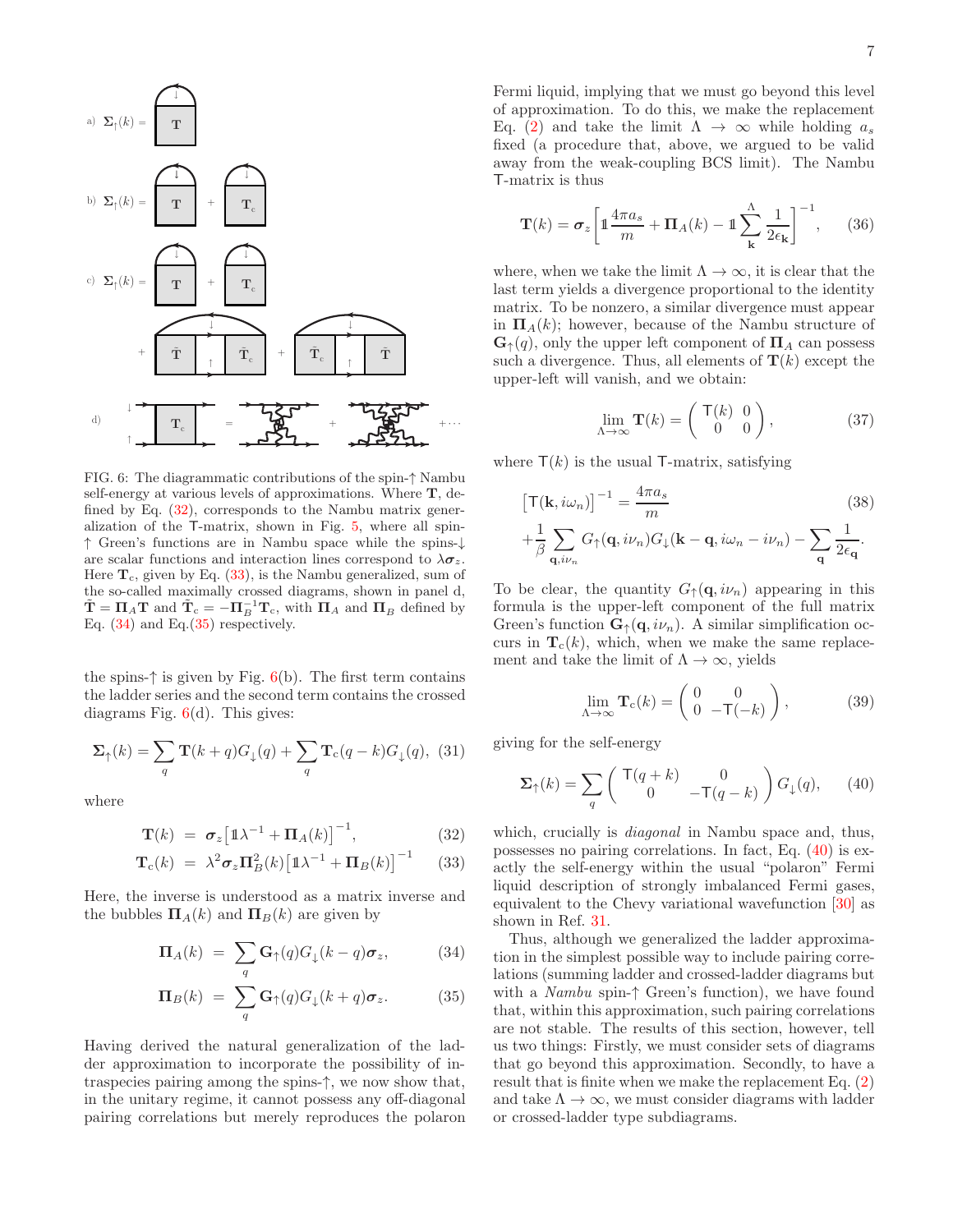a) $\boldsymbol{\Sigma}_\uparrow(k) =$

b) $\boldsymbol{\Sigma}_\uparrow(k) =$

c) $\boldsymbol{\Sigma}_\uparrow(k) =$

d)

FIG. 6: The diagrammatic contributions of the spin-↑ Nambu self-energy at various levels of approximations. Where $\mathbf{T}$, defined by Eq. (32), corresponds to the Nambu matrix generalization of the T-matrix, shown in Fig. 5, where all spin-↑ Green's functions are in Nambu space while the spins-↓ are scalar functions and interaction lines correspond to $\lambda\boldsymbol{\sigma}_z$. Here $\mathbf{T}_c$, given by Eq. (33), is the Nambu generalized, sum of the so-called maximally crossed diagrams, shown in panel d, $\tilde{\mathbf{T}} = \boldsymbol{\Pi}_A\mathbf{T}$ and $\tilde{\mathbf{T}}_c = -\boldsymbol{\Pi}_B^{-1}\mathbf{T}_c$, with $\boldsymbol{\Pi}_A$ and $\boldsymbol{\Pi}_B$ defined by Eq. (34) and Eq.(35) respectively.

the spins-↑ is given by Fig. 6(b). The first term contains the ladder series and the second term contains the crossed diagrams Fig. 6(d). This gives:

$$\boldsymbol{\Sigma}_\uparrow(k) = \sum_q \mathbf{T}(k+q)G_\downarrow(q) + \sum_q \mathbf{T}_c(q-k)G_\downarrow(q), \quad (31)$$

where

$$\mathbf{T}(k) = \boldsymbol{\sigma}_z\big[\mathbb{1}\lambda^{-1} + \boldsymbol{\Pi}_A(k)\big]^{-1}, \quad (32)$$

$$\mathbf{T}_c(k) = \lambda^2\boldsymbol{\sigma}_z\boldsymbol{\Pi}_B^2(k)\big[\mathbb{1}\lambda^{-1} + \boldsymbol{\Pi}_B(k)\big]^{-1} \quad (33)$$

Here, the inverse is understood as a matrix inverse and the bubbles $\boldsymbol{\Pi}_A(k)$ and $\boldsymbol{\Pi}_B(k)$ are given by

$$\boldsymbol{\Pi}_A(k) = \sum_q \mathbf{G}_\uparrow(q)G_\downarrow(k-q)\boldsymbol{\sigma}_z, \quad (34)$$

$$\boldsymbol{\Pi}_B(k) = \sum_q \mathbf{G}_\uparrow(q)G_\downarrow(k+q)\boldsymbol{\sigma}_z. \quad (35)$$

Having derived the natural generalization of the ladder approximation to incorporate the possibility of intraspecies pairing among the spins-↑, we now show that, in the unitary regime, it cannot possess any off-diagonal pairing correlations but merely reproduces the polaron Fermi liquid, implying that we must go beyond this level of approximation. To do this, we make the replacement Eq. (2) and take the limit $\Lambda \to \infty$ while holding $a_s$ fixed (a procedure that, above, we argued to be valid away from the weak-coupling BCS limit). The Nambu T-matrix is thus

$$\mathbf{T}(k) = \boldsymbol{\sigma}_z\left[\mathbb{1}\frac{4\pi a_s}{m} + \boldsymbol{\Pi}_A(k) - \mathbb{1}\sum_{\mathbf{k}}^{\Lambda}\frac{1}{2\epsilon_{\mathbf{k}}}\right]^{-1}, \quad (36)$$

where, when we take the limit $\Lambda \to \infty$, it is clear that the last term yields a divergence proportional to the identity matrix. To be nonzero, a similar divergence must appear in $\boldsymbol{\Pi}_A(k)$; however, because of the Nambu structure of $\mathbf{G}_\uparrow(q)$, only the upper left component of $\boldsymbol{\Pi}_A$ can possess such a divergence. Thus, all elements of $\mathbf{T}(k)$ except the upper-left will vanish, and we obtain:

$$\lim_{\Lambda\to\infty}\mathbf{T}(k) = \begin{pmatrix} \mathsf{T}(k) & 0 \\ 0 & 0 \end{pmatrix}, \quad (37)$$

where $\mathsf{T}(k)$ is the usual T-matrix, satisfying

$$\big[\mathsf{T}(\mathbf{k}, i\omega_n)\big]^{-1} = \frac{4\pi a_s}{m} \quad (38)$$
$$+\frac{1}{\beta}\sum_{\mathbf{q}, i\nu_n} G_\uparrow(\mathbf{q}, i\nu_n)G_\downarrow(\mathbf{k}-\mathbf{q}, i\omega_n - i\nu_n) - \sum_{\mathbf{q}}\frac{1}{2\epsilon_{\mathbf{q}}}.$$

To be clear, the quantity $G_\uparrow(\mathbf{q}, i\nu_n)$ appearing in this formula is the upper-left component of the full matrix Green's function $\mathbf{G}_\uparrow(\mathbf{q}, i\nu_n)$. A similar simplification occurs in $\mathbf{T}_c(k)$, which, when we make the same replacement and take the limit of $\Lambda \to \infty$, yields

$$\lim_{\Lambda\to\infty}\mathbf{T}_c(k) = \begin{pmatrix} 0 & 0 \\ 0 & -\mathsf{T}(-k) \end{pmatrix}, \quad (39)$$

giving for the self-energy

$$\boldsymbol{\Sigma}_\uparrow(k) = \sum_q \begin{pmatrix} \mathsf{T}(q+k) & 0 \\ 0 & -\mathsf{T}(q-k) \end{pmatrix} G_\downarrow(q), \quad (40)$$

which, crucially is *diagonal* in Nambu space and, thus, possesses no pairing correlations. In fact, Eq. (40) is exactly the self-energy within the usual "polaron" Fermi liquid description of strongly imbalanced Fermi gases, equivalent to the Chevy variational wavefunction [30] as shown in Ref. 31.

Thus, although we generalized the ladder approximation in the simplest possible way to include pairing correlations (summing ladder and crossed-ladder diagrams but with a *Nambu* spin-↑ Green's function), we have found that, within this approximation, such pairing correlations are not stable. The results of this section, however, tell us two things: Firstly, we must consider sets of diagrams that go beyond this approximation. Secondly, to have a result that is finite when we make the replacement Eq. (2) and take $\Lambda \to \infty$, we must consider diagrams with ladder or crossed-ladder type subdiagrams.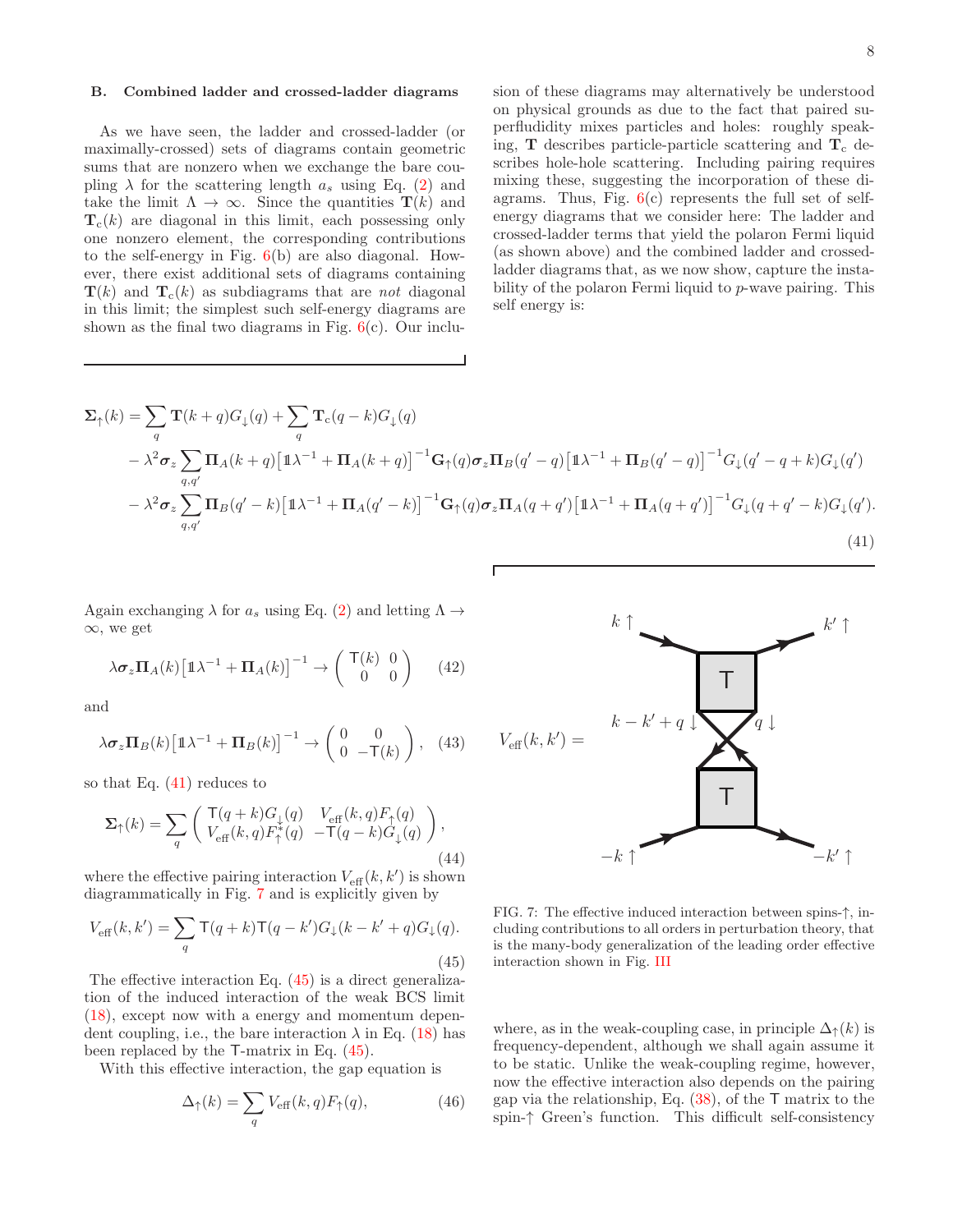### B. Combined ladder and crossed-ladder diagrams

As we have seen, the ladder and crossed-ladder (or maximally-crossed) sets of diagrams contain geometric sums that are nonzero when we exchange the bare coupling $\lambda$ for the scattering length $a_s$ using Eq. (2) and take the limit $\Lambda \to \infty$. Since the quantities $\mathbf{T}(k)$ and $\mathbf{T}_{\rm c}(k)$ are diagonal in this limit, each possessing only one nonzero element, the corresponding contributions to the self-energy in Fig. 6(b) are also diagonal. However, there exist additional sets of diagrams containing $\mathbf{T}(k)$ and $\mathbf{T}_{\rm c}(k)$ as subdiagrams that are *not* diagonal in this limit; the simplest such self-energy diagrams are shown as the final two diagrams in Fig. 6(c). Our inclusion of these diagrams may alternatively be understood on physical grounds as due to the fact that paired superfluidity mixes particles and holes: roughly speaking, $\mathbf{T}$ describes particle-particle scattering and $\mathbf{T}_{\rm c}$ describes hole-hole scattering. Including pairing requires mixing these, suggesting the incorporation of these diagrams. Thus, Fig. 6(c) represents the full set of self-energy diagrams that we consider here: The ladder and crossed-ladder terms that yield the polaron Fermi liquid (as shown above) and the combined ladder and crossed-ladder diagrams that, as we now show, capture the instability of the polaron Fermi liquid to $p$-wave pairing. This self energy is:

$$
\begin{aligned}
\mathbf{\Sigma}_\uparrow(k) &= \sum_q \mathbf{T}(k+q)G_\downarrow(q) + \sum_q \mathbf{T}_{\rm c}(q-k)G_\downarrow(q) \\
&- \lambda^2 \boldsymbol{\sigma}_z \sum_{q,q'} \mathbf{\Pi}_A(k+q)\big[\mathbb{1}\lambda^{-1} + \mathbf{\Pi}_A(k+q)\big]^{-1}\mathbf{G}_\uparrow(q)\boldsymbol{\sigma}_z \mathbf{\Pi}_B(q'-q)\big[\mathbb{1}\lambda^{-1} + \mathbf{\Pi}_B(q'-q)\big]^{-1} G_\downarrow(q'-q+k)G_\downarrow(q') \\
&- \lambda^2 \boldsymbol{\sigma}_z \sum_{q,q'} \mathbf{\Pi}_B(q'-k)\big[\mathbb{1}\lambda^{-1} + \mathbf{\Pi}_A(q'-k)\big]^{-1}\mathbf{G}_\uparrow(q)\boldsymbol{\sigma}_z \mathbf{\Pi}_A(q+q')\big[\mathbb{1}\lambda^{-1} + \mathbf{\Pi}_A(q+q')\big]^{-1} G_\downarrow(q+q'-k)G_\downarrow(q').
\end{aligned} \tag{41}
$$

Again exchanging $\lambda$ for $a_s$ using Eq. (2) and letting $\Lambda \to \infty$, we get

$$
\lambda \boldsymbol{\sigma}_z \mathbf{\Pi}_A(k)\big[\mathbb{1}\lambda^{-1} + \mathbf{\Pi}_A(k)\big]^{-1} \to \begin{pmatrix} \mathsf{T}(k) & 0 \\ 0 & 0 \end{pmatrix} \tag{42}
$$

and

$$
\lambda \boldsymbol{\sigma}_z \mathbf{\Pi}_B(k)\big[\mathbb{1}\lambda^{-1} + \mathbf{\Pi}_B(k)\big]^{-1} \to \begin{pmatrix} 0 & 0 \\ 0 & -\mathsf{T}(k) \end{pmatrix}, \tag{43}
$$

so that Eq. (41) reduces to

$$
\mathbf{\Sigma}_\uparrow(k) = \sum_q \begin{pmatrix} \mathsf{T}(q+k)G_\downarrow(q) & V_{\rm eff}(k,q)F_\uparrow(q) \\ V_{\rm eff}(k,q)F_\uparrow^*(q) & -\mathsf{T}(q-k)G_\downarrow(q) \end{pmatrix}, \tag{44}
$$

where the effective pairing interaction $V_{\rm eff}(k,k')$ is shown diagrammatically in Fig. 7 and is explicitly given by

$$
V_{\rm eff}(k,k') = \sum_q \mathsf{T}(q+k)\mathsf{T}(q-k')G_\downarrow(k-k'+q)G_\downarrow(q). \tag{45}
$$

The effective interaction Eq. (45) is a direct generalization of the induced interaction of the weak BCS limit (18), except now with a energy and momentum dependent coupling, i.e., the bare interaction $\lambda$ in Eq. (18) has been replaced by the $\mathsf{T}$-matrix in Eq. (45).

With this effective interaction, the gap equation is

$$
\Delta_\uparrow(k) = \sum_q V_{\rm eff}(k,q)F_\uparrow(q), \tag{46}
$$

$V_{\rm eff}(k,k') =$

$k\uparrow$

$k'\uparrow$

T

$k-k'+q\downarrow$

$q\downarrow$

T

$-k\uparrow$

$-k'\uparrow$

FIG. 7: The effective induced interaction between spins-$\uparrow$, including contributions to all orders in perturbation theory, that is the many-body generalization of the leading order effective interaction shown in Fig. III

where, as in the weak-coupling case, in principle $\Delta_\uparrow(k)$ is frequency-dependent, although we shall again assume it to be static. Unlike the weak-coupling regime, however, now the effective interaction also depends on the pairing gap via the relationship, Eq. (38), of the $\mathsf{T}$ matrix to the spin-$\uparrow$ Green's function. This difficult self-consistency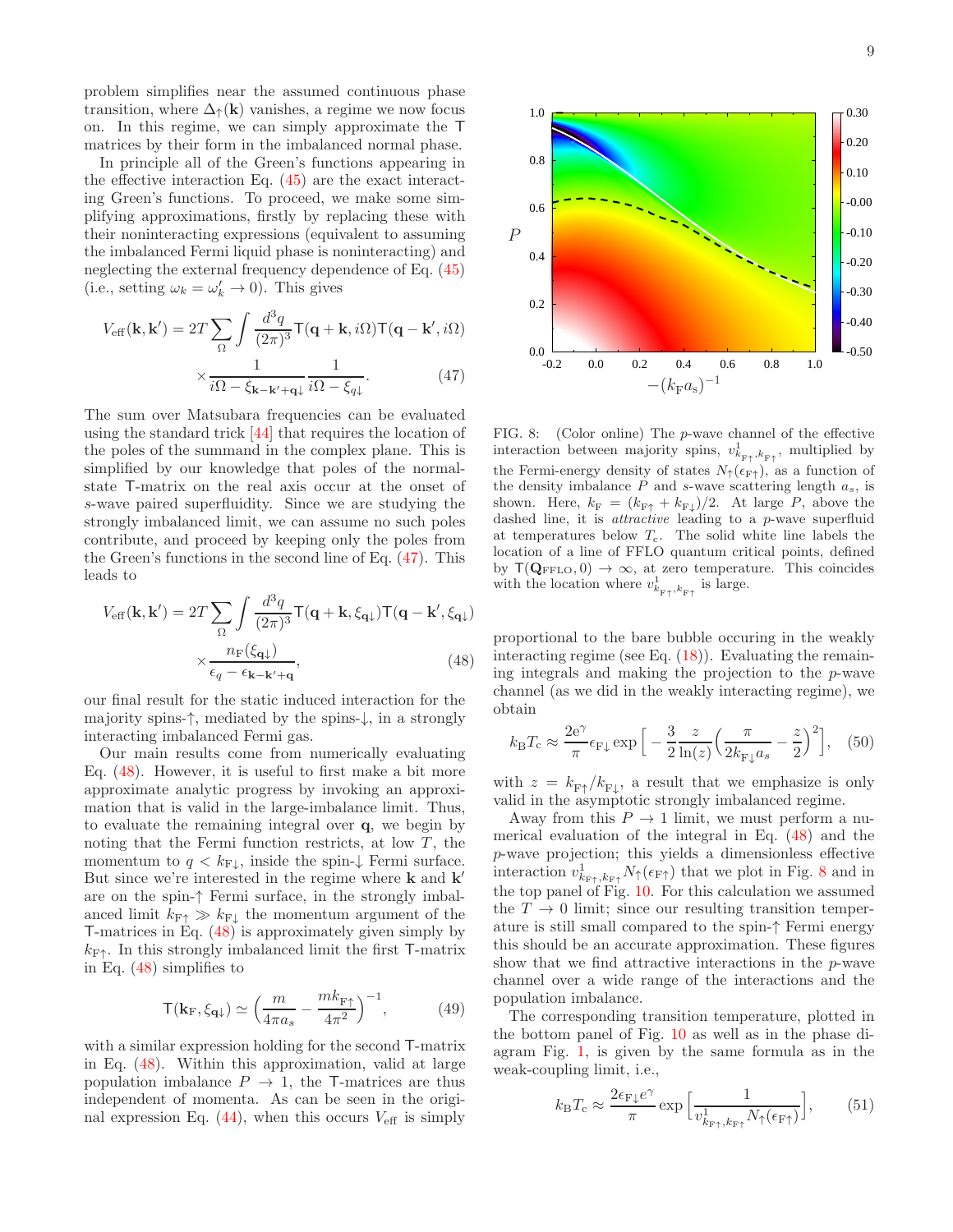problem simplifies near the assumed continuous phase transition, where $\Delta_\uparrow(\mathbf{k})$ vanishes, a regime we now focus on. In this regime, we can simply approximate the $\mathsf{T}$ matrices by their form in the imbalanced normal phase.

In principle all of the Green's functions appearing in the effective interaction Eq. (45) are the exact interacting Green's functions. To proceed, we make some simplifying approximations, firstly by replacing these with their noninteracting expressions (equivalent to assuming the imbalanced Fermi liquid phase is noninteracting) and neglecting the external frequency dependence of Eq. (45) (i.e., setting $\omega_k = \omega'_k \to 0$). This gives

$$V_{\rm eff}(\mathbf{k},\mathbf{k}') = 2T\sum_{\Omega}\int \frac{d^3q}{(2\pi)^3}\mathsf{T}(\mathbf{q}+\mathbf{k},i\Omega)\mathsf{T}(\mathbf{q}-\mathbf{k}',i\Omega) \times \frac{1}{i\Omega-\xi_{\mathbf{k}-\mathbf{k}'+\mathbf{q}\downarrow}}\frac{1}{i\Omega-\xi_{q\downarrow}}. \tag{47}$$

The sum over Matsubara frequencies can be evaluated using the standard trick [44] that requires the location of the poles of the summand in the complex plane. This is simplified by our knowledge that poles of the normal-state $\mathsf{T}$-matrix on the real axis occur at the onset of $s$-wave paired superfluidity. Since we are studying the strongly imbalanced limit, we can assume no such poles contribute, and proceed by keeping only the poles from the Green's functions in the second line of Eq. (47). This leads to

$$V_{\rm eff}(\mathbf{k},\mathbf{k}') = 2T\sum_{\Omega}\int \frac{d^3q}{(2\pi)^3}\mathsf{T}(\mathbf{q}+\mathbf{k},\xi_{\mathbf{q}\downarrow})\mathsf{T}(\mathbf{q}-\mathbf{k}',\xi_{\mathbf{q}\downarrow}) \times \frac{n_{\rm F}(\xi_{\mathbf{q}\downarrow})}{\epsilon_q-\epsilon_{\mathbf{k}-\mathbf{k}'+\mathbf{q}}}, \tag{48}$$

our final result for the static induced interaction for the majority spins-↑, mediated by the spins-↓, in a strongly interacting imbalanced Fermi gas.

Our main results come from numerically evaluating Eq. (48). However, it is useful to first make a bit more approximate analytic progress by invoking an approximation that is valid in the large-imbalance limit. Thus, to evaluate the remaining integral over $\mathbf{q}$, we begin by noting that the Fermi function restricts, at low $T$, the momentum to $q < k_{\rm F\downarrow}$, inside the spin-↓ Fermi surface. But since we're interested in the regime where $\mathbf{k}$ and $\mathbf{k}'$ are on the spin-↑ Fermi surface, in the strongly imbalanced limit $k_{\rm F\uparrow} \gg k_{\rm F\downarrow}$ the momentum argument of the $\mathsf{T}$-matrices in Eq. (48) is approximately given simply by $k_{\rm F\uparrow}$. In this strongly imbalanced limit the first $\mathsf{T}$-matrix in Eq. (48) simplifies to

$$\mathsf{T}(\mathbf{k}_{\rm F},\xi_{\mathbf{q}\downarrow}) \simeq \Big(\frac{m}{4\pi a_s} - \frac{m k_{\rm F\uparrow}}{4\pi^2}\Big)^{-1}, \tag{49}$$

with a similar expression holding for the second $\mathsf{T}$-matrix in Eq. (48). Within this approximation, valid at large population imbalance $P \to 1$, the $\mathsf{T}$-matrices are thus independent of momenta. As can be seen in the original expression Eq. (44), when this occurs $V_{\rm eff}$ is simply proportional to the bare bubble occuring in the weakly interacting regime (see Eq. (18)). Evaluating the remaining integrals and making the projection to the $p$-wave channel (as we did in the weakly interacting regime), we obtain

$$k_{\rm B}T_{\rm c} \approx \frac{2{\rm e}^{\gamma}}{\pi}\epsilon_{\rm F\downarrow}\exp\Big[-\frac{3}{2}\frac{z}{\ln(z)}\Big(\frac{\pi}{2k_{\rm F\downarrow}a_s}-\frac{z}{2}\Big)^2\Big], \tag{50}$$

with $z = k_{\rm F\uparrow}/k_{\rm F\downarrow}$, a result that we emphasize is only valid in the asymptotic strongly imbalanced regime.

Away from this $P \to 1$ limit, we must perform a numerical evaluation of the integral in Eq. (48) and the $p$-wave projection; this yields a dimensionless effective interaction $v^1_{k_{\rm F\uparrow},k_{\rm F\uparrow}}N_\uparrow(\epsilon_{\rm F\uparrow})$ that we plot in Fig. 8 and in the top panel of Fig. 10. For this calculation we assumed the $T\to 0$ limit; since our resulting transition temperature is still small compared to the spin-↑ Fermi energy this should be an accurate approximation. These figures show that we find attractive interactions in the $p$-wave channel over a wide range of the interactions and the population imbalance.

The corresponding transition temperature, plotted in the bottom panel of Fig. 10 as well as in the phase diagram Fig. 1, is given by the same formula as in the weak-coupling limit, i.e.,

$$k_{\rm B}T_{\rm c} \approx \frac{2\epsilon_{\rm F\downarrow}e^{\gamma}}{\pi}\exp\Big[\frac{1}{v^1_{k_{\rm F\uparrow},k_{\rm F\uparrow}}N_\uparrow(\epsilon_{\rm F\uparrow})}\Big], \tag{51}$$

FIG. 8: (Color online) The $p$-wave channel of the effective interaction between majority spins, $v^1_{k_{\rm F\uparrow},k_{\rm F\uparrow}}$, multiplied by the Fermi-energy density of states $N_\uparrow(\epsilon_{\rm F\uparrow})$, as a function of the density imbalance $P$ and $s$-wave scattering length $a_s$, is shown. Here, $k_{\rm F} = (k_{\rm F\uparrow}+k_{\rm F\downarrow})/2$. At large $P$, above the dashed line, it is *attractive* leading to a $p$-wave superfluid at temperatures below $T_{\rm c}$. The solid white line labels the location of a line of FFLO quantum critical points, defined by $\mathsf{T}(\mathbf{Q}_{\rm FFLO},0)\to\infty$, at zero temperature. This coincides with the location where $v^1_{k_{\rm F\uparrow},k_{\rm F\uparrow}}$ is large.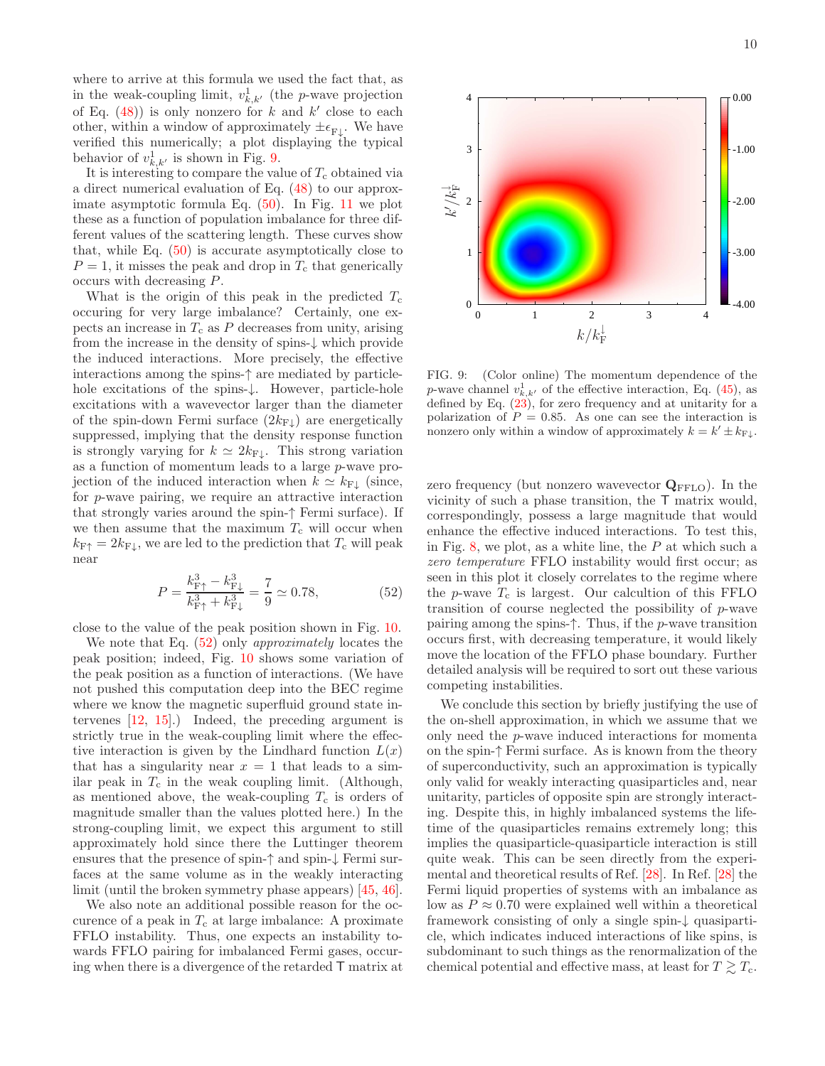where to arrive at this formula we used the fact that, as in the weak-coupling limit, $v^1_{k,k'}$ (the $p$-wave projection of Eq. (48)) is only nonzero for $k$ and $k'$ close to each other, within a window of approximately $\pm\epsilon_{\mathrm{F}\downarrow}$. We have verified this numerically; a plot displaying the typical behavior of $v^1_{k,k'}$ is shown in Fig. 9.

It is interesting to compare the value of $T_c$ obtained via a direct numerical evaluation of Eq. (48) to our approximate asymptotic formula Eq. (50). In Fig. 11 we plot these as a function of population imbalance for three different values of the scattering length. These curves show that, while Eq. (50) is accurate asymptotically close to $P = 1$, it misses the peak and drop in $T_c$ that generically occurs with decreasing $P$.

What is the origin of this peak in the predicted $T_c$ occuring for very large imbalance? Certainly, one expects an increase in $T_c$ as $P$ decreases from unity, arising from the increase in the density of spins-↓ which provide the induced interactions. More precisely, the effective interactions among the spins-↑ are mediated by particle-hole excitations of the spins-↓. However, particle-hole excitations with a wavevector larger than the diameter of the spin-down Fermi surface ($2k_{\mathrm{F}\downarrow}$) are energetically suppressed, implying that the density response function is strongly varying for $k \simeq 2k_{\mathrm{F}\downarrow}$. This strong variation as a function of momentum leads to a large $p$-wave projection of the induced interaction when $k \simeq k_{\mathrm{F}\downarrow}$ (since, for $p$-wave pairing, we require an attractive interaction that strongly varies around the spin-↑ Fermi surface). If we then assume that the maximum $T_c$ will occur when $k_{\mathrm{F}\uparrow} = 2k_{\mathrm{F}\downarrow}$, we are led to the prediction that $T_c$ will peak near

$$P = \frac{k^3_{\mathrm{F}\uparrow} - k^3_{\mathrm{F}\downarrow}}{k^3_{\mathrm{F}\uparrow} + k^3_{\mathrm{F}\downarrow}} = \frac{7}{9} \simeq 0.78, \tag{52}$$

close to the value of the peak position shown in Fig. 10.

We note that Eq. (52) only *approximately* locates the peak position; indeed, Fig. 10 shows some variation of the peak position as a function of interactions. (We have not pushed this computation deep into the BEC regime where we know the magnetic superfluid ground state intervenes [12, 15].) Indeed, the preceding argument is strictly true in the weak-coupling limit where the effective interaction is given by the Lindhard function $L(x)$ that has a singularity near $x = 1$ that leads to a similar peak in $T_c$ in the weak coupling limit. (Although, as mentioned above, the weak-coupling $T_c$ is orders of magnitude smaller than the values plotted here.) In the strong-coupling limit, we expect this argument to still approximately hold since there the Luttinger theorem ensures that the presence of spin-↑ and spin-↓ Fermi surfaces at the same volume as in the weakly interacting limit (until the broken symmetry phase appears) [45, 46].

We also note an additional possible reason for the occurence of a peak in $T_c$ at large imbalance: A proximate FFLO instability. Thus, one expects an instability towards FFLO pairing for imbalanced Fermi gases, occuring when there is a divergence of the retarded $\mathsf{T}$ matrix at

4
3
2
1
0
0
1
2
3
4
$k'/k^{\downarrow}_{\mathrm{F}}$
$k/k^{\downarrow}_{\mathrm{F}}$
0.00
-1.00
-2.00
-3.00
-4.00

FIG. 9: (Color online) The momentum dependence of the $p$-wave channel $v^1_{k,k'}$ of the effective interaction, Eq. (45), as defined by Eq. (23), for zero frequency and at unitarity for a polarization of $P = 0.85$. As one can see the interaction is nonzero only within a window of approximately $k = k' \pm k_{\mathrm{F}\downarrow}$.

zero frequency (but nonzero wavevector $\mathbf{Q}_{\mathrm{FFLO}}$). In the vicinity of such a phase transition, the $\mathsf{T}$ matrix would, correspondingly, possess a large magnitude that would enhance the effective induced interactions. To test this, in Fig. 8, we plot, as a white line, the $P$ at which such a *zero temperature* FFLO instability would first occur; as seen in this plot it closely correlates to the regime where the $p$-wave $T_c$ is largest. Our calcultion of this FFLO transition of course neglected the possibility of $p$-wave pairing among the spins-↑. Thus, if the $p$-wave transition occurs first, with decreasing temperature, it would likely move the location of the FFLO phase boundary. Further detailed analysis will be required to sort out these various competing instabilities.

We conclude this section by briefly justifying the use of the on-shell approximation, in which we assume that we only need the $p$-wave induced interactions for momenta on the spin-↑ Fermi surface. As is known from the theory of superconductivity, such an approximation is typically only valid for weakly interacting quasiparticles and, near unitarity, particles of opposite spin are strongly interacting. Despite this, in highly imbalanced systems the lifetime of the quasiparticles remains extremely long; this implies the quasiparticle-quasiparticle interaction is still quite weak. This can be seen directly from the experimental and theoretical results of Ref. [28]. In Ref. [28] the Fermi liquid properties of systems with an imbalance as low as $P \approx 0.70$ were explained well within a theoretical framework consisting of only a single spin-↓ quasiparticle, which indicates induced interactions of like spins, is subdominant to such things as the renormalization of the chemical potential and effective mass, at least for $T \gtrsim T_c$.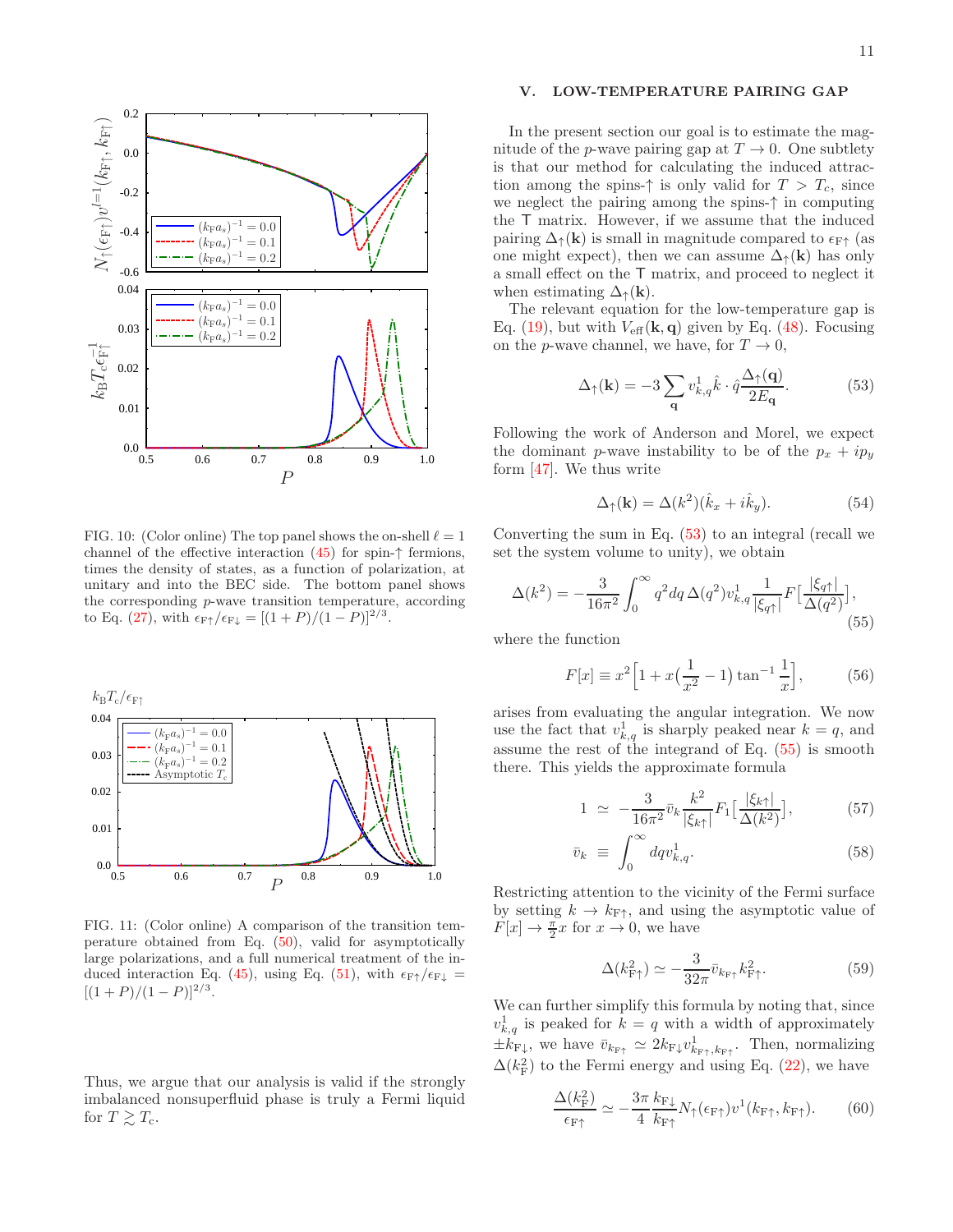$N_\uparrow(\epsilon_{F\uparrow})v^{l=1}(k_{F\uparrow},k_{F\uparrow})$

0.2
0.0
-0.2
-0.4
-0.6

$(k_Fa_s)^{-1}=0.0$
$(k_Fa_s)^{-1}=0.1$
$(k_Fa_s)^{-1}=0.2$

$k_BT_c\epsilon_{F\uparrow}^{-1}$

0.04
0.03
0.02
0.01
0.0

$(k_Fa_s)^{-1}=0.0$
$(k_Fa_s)^{-1}=0.1$
$(k_Fa_s)^{-1}=0.2$

0.5 0.6 0.7 0.8 0.9 1.0

$P$

FIG. 10: (Color online) The top panel shows the on-shell $\ell = 1$ channel of the effective interaction (45) for spin-↑ fermions, times the density of states, as a function of polarization, at unitary and into the BEC side. The bottom panel shows the corresponding $p$-wave transition temperature, according to Eq. (27), with $\epsilon_{F\uparrow}/\epsilon_{F\downarrow} = [(1+P)/(1-P)]^{2/3}$.

$k_BT_c/\epsilon_{F\uparrow}$

0.04
0.03
0.02
0.01
0.0

$(k_Fa_s)^{-1}=0.0$
$(k_Fa_s)^{-1}=0.1$
$(k_Fa_s)^{-1}=0.2$
Asymptotic $T_c$

0.5 0.6 0.7 0.8 0.9 1.0

$P$

FIG. 11: (Color online) A comparison of the transition temperature obtained from Eq. (50), valid for asymptotically large polarizations, and a full numerical treatment of the induced interaction Eq. (45), using Eq. (51), with $\epsilon_{F\uparrow}/\epsilon_{F\downarrow} = [(1+P)/(1-P)]^{2/3}$.

Thus, we argue that our analysis is valid if the strongly imbalanced nonsuperfluid phase is truly a Fermi liquid for $T \gtrsim T_c$.

## V. LOW-TEMPERATURE PAIRING GAP

In the present section our goal is to estimate the magnitude of the $p$-wave pairing gap at $T \to 0$. One subtlety is that our method for calculating the induced attraction among the spins-↑ is only valid for $T > T_c$, since we neglect the pairing among the spins-↑ in computing the $\mathsf{T}$ matrix. However, if we assume that the induced pairing $\Delta_\uparrow(\mathbf{k})$ is small in magnitude compared to $\epsilon_{F\uparrow}$ (as one might expect), then we can assume $\Delta_\uparrow(\mathbf{k})$ has only a small effect on the $\mathsf{T}$ matrix, and proceed to neglect it when estimating $\Delta_\uparrow(\mathbf{k})$.

The relevant equation for the low-temperature gap is Eq. (19), but with $V_{\rm eff}(\mathbf{k},\mathbf{q})$ given by Eq. (48). Focusing on the $p$-wave channel, we have, for $T \to 0$,

$$\Delta_\uparrow(\mathbf{k}) = -3\sum_{\mathbf{q}} v^1_{k,q}\hat{k}\cdot\hat{q}\frac{\Delta_\uparrow(\mathbf{q})}{2E_{\mathbf{q}}}. \tag{53}$$

Following the work of Anderson and Morel, we expect the dominant $p$-wave instability to be of the $p_x + ip_y$ form [47]. We thus write

$$\Delta_\uparrow(\mathbf{k}) = \Delta(k^2)(\hat{k}_x + i\hat{k}_y). \tag{54}$$

Converting the sum in Eq. (53) to an integral (recall we set the system volume to unity), we obtain

$$\Delta(k^2) = -\frac{3}{16\pi^2}\int_0^\infty q^2dq\,\Delta(q^2)v^1_{k,q}\frac{1}{|\xi_{q\uparrow}|}F\Big[\frac{|\xi_{q\uparrow}|}{\Delta(q^2)}\Big], \tag{55}$$

where the function

$$F[x] \equiv x^2\Big[1 + x\big(\frac{1}{x^2}-1\big)\tan^{-1}\frac{1}{x}\Big], \tag{56}$$

arises from evaluating the angular integration. We now use the fact that $v^1_{k,q}$ is sharply peaked near $k = q$, and assume the rest of the integrand of Eq. (55) is smooth there. This yields the approximate formula

$$1 \simeq -\frac{3}{16\pi^2}\bar{v}_k\frac{k^2}{|\xi_{k\uparrow}|}F_1\Big[\frac{|\xi_{k\uparrow}|}{\Delta(k^2)}\Big], \tag{57}$$

$$\bar{v}_k \equiv \int_0^\infty dq v^1_{k,q}. \tag{58}$$

Restricting attention to the vicinity of the Fermi surface by setting $k \to k_{F\uparrow}$, and using the asymptotic value of $F[x] \to \frac{\pi}{2}x$ for $x \to 0$, we have

$$\Delta(k^2_{F\uparrow}) \simeq -\frac{3}{32\pi}\bar{v}_{k_{F\uparrow}}k^2_{F\uparrow}. \tag{59}$$

We can further simplify this formula by noting that, since $v^1_{k,q}$ is peaked for $k = q$ with a width of approximately $\pm k_{F\downarrow}$, we have $\bar{v}_{k_{F\uparrow}} \simeq 2k_{F\downarrow}v^1_{k_{F\uparrow},k_{F\uparrow}}$. Then, normalizing $\Delta(k^2_F)$ to the Fermi energy and using Eq. (22), we have

$$\frac{\Delta(k^2_F)}{\epsilon_{F\uparrow}} \simeq -\frac{3\pi}{4}\frac{k_{F\downarrow}}{k_{F\uparrow}}N_\uparrow(\epsilon_{F\uparrow})v^1(k_{F\uparrow},k_{F\uparrow}). \tag{60}$$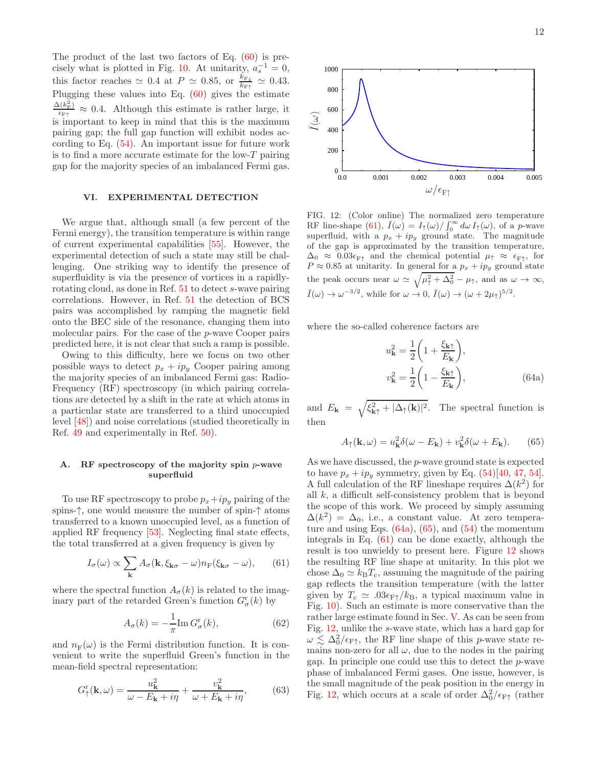The product of the last two factors of Eq. (60) is precisely what is plotted in Fig. 10. At unitarity, $a_s^{-1} = 0$, this factor reaches $\simeq 0.4$ at $P \simeq 0.85$, or $\frac{k_{F\downarrow}}{k_{F\uparrow}} \simeq 0.43$. Plugging these values into Eq. (60) gives the estimate $\frac{\Delta(k_F^2)}{\epsilon_{F\uparrow}} \approx 0.4$. Although this estimate is rather large, it is important to keep in mind that this is the maximum pairing gap; the full gap function will exhibit nodes according to Eq. (54). An important issue for future work is to find a more accurate estimate for the low-$T$ pairing gap for the majority species of an imbalanced Fermi gas.

## VI. EXPERIMENTAL DETECTION

We argue that, although small (a few percent of the Fermi energy), the transition temperature is within range of current experimental capabilities [55]. However, the experimental detection of such a state may still be challenging. One striking way to identify the presence of superfluidity is via the presence of vortices in a rapidly-rotating cloud, as done in Ref. 51 to detect $s$-wave pairing correlations. However, in Ref. 51 the detection of BCS pairs was accomplished by ramping the magnetic field onto the BEC side of the resonance, changing them into molecular pairs. For the case of the $p$-wave Cooper pairs predicted here, it is not clear that such a ramp is possible.

Owing to this difficulty, here we focus on two other possible ways to detect $p_x + ip_y$ Cooper pairing among the majority species of an imbalanced Fermi gas: Radio-Frequency (RF) spectroscopy (in which pairing correlations are detected by a shift in the rate at which atoms in a particular state are transferred to a third unoccupied level [48]) and noise correlations (studied theoretically in Ref. 49 and experimentally in Ref. 50).

### A. RF spectroscopy of the majority spin $p$-wave superfluid

To use RF spectroscopy to probe $p_x+ip_y$ pairing of the spins-$\uparrow$, one would measure the number of spin-$\uparrow$ atoms transferred to a known unoccupied level, as a function of applied RF frequency [53]. Neglecting final state effects, the total transferred at a given frequency is given by

$$I_\sigma(\omega) \propto \sum_{\mathbf{k}} A_\sigma(\mathbf{k}, \xi_{\mathbf{k}\sigma} - \omega) n_F(\xi_{\mathbf{k}\sigma} - \omega), \qquad (61)$$

where the spectral function $A_\sigma(k)$ is related to the imaginary part of the retarded Green's function $G^r_\sigma(k)$ by

$$A_\sigma(k) = -\frac{1}{\pi} \text{Im}\, G^r_\sigma(k), \qquad (62)$$

and $n_F(\omega)$ is the Fermi distribution function. It is convenient to write the superfluid Green's function in the mean-field spectral representation:

$$G^r_\uparrow(\mathbf{k}, \omega) = \frac{u_{\mathbf{k}}^2}{\omega - E_{\mathbf{k}} + i\eta} + \frac{v_{\mathbf{k}}^2}{\omega + E_{\mathbf{k}} + i\eta}, \qquad (63)$$

1000
800
600
400
200
0
0.0
0.001
0.002
0.003
0.004
0.005
$\bar{I}(\omega)$
$\omega/\epsilon_{F\uparrow}$

FIG. 12: (Color online) The normalized zero temperature RF line-shape (61), $\bar{I}(\omega) = I_\uparrow(\omega)/\int_0^\infty d\omega\, I_\uparrow(\omega)$, of a $p$-wave superfluid, with a $p_x + ip_y$ ground state. The magnitude of the gap is approximated by the transition temperature, $\Delta_0 \approx 0.03\epsilon_{F\uparrow}$ and the chemical potential $\mu_\uparrow \approx \epsilon_{F\uparrow}$, for $P \approx 0.85$ at unitarity. In general for a $p_x + ip_y$ ground state the peak occurs near $\omega \simeq \sqrt{\mu_\uparrow^2 + \Delta_0^2} - \mu_\uparrow$, and as $\omega \to \infty$, $\bar{I}(\omega) \to \omega^{-3/2}$, while for $\omega \to 0$, $\bar{I}(\omega) \to (\omega + 2\mu_\uparrow)^{5/2}$.

where the so-called coherence factors are

$$u_{\mathbf{k}}^2 = \frac{1}{2}\left(1 + \frac{\xi_{\mathbf{k}\uparrow}}{E_{\mathbf{k}}}\right),$$
$$v_{\mathbf{k}}^2 = \frac{1}{2}\left(1 - \frac{\xi_{\mathbf{k}\uparrow}}{E_{\mathbf{k}}}\right), \qquad (64a)$$

and $E_{\mathbf{k}} = \sqrt{\xi_{\mathbf{k}\uparrow}^2 + |\Delta_\uparrow(\mathbf{k})|^2}$. The spectral function is then

$$A_\uparrow(\mathbf{k}, \omega) = u_{\mathbf{k}}^2 \delta(\omega - E_{\mathbf{k}}) + v_{\mathbf{k}}^2 \delta(\omega + E_{\mathbf{k}}). \qquad (65)$$

As we have discussed, the $p$-wave ground state is expected to have $p_x + ip_y$ symmetry, given by Eq. (54)[40, 47, 54]. A full calculation of the RF lineshape requires $\Delta(k^2)$ for all $k$, a difficult self-consistency problem that is beyond the scope of this work. We proceed by simply assuming $\Delta(k^2) = \Delta_0$, i.e., a constant value. At zero temperature and using Eqs. (64a), (65), and (54) the momentum integrals in Eq. (61) can be done exactly, although the result is too unwieldy to present here. Figure 12 shows the resulting RF line shape at unitarity. In this plot we chose $\Delta_0 \simeq k_B T_c$, assuming the magnitude of the pairing gap reflects the transition temperature (with the latter given by $T_c \simeq .03\epsilon_{F\uparrow}/k_B$, a typical maximum value in Fig. 10). Such an estimate is more conservative than the rather large estimate found in Sec. V. As can be seen from Fig. 12, unlike the $s$-wave state, which has a hard gap for $\omega \lesssim \Delta_0^2/\epsilon_{F\uparrow}$, the RF line shape of this $p$-wave state remains non-zero for all $\omega$, due to the nodes in the pairing gap. In principle one could use this to detect the $p$-wave phase of imbalanced Fermi gases. One issue, however, is the small magnitude of the peak position in the energy in Fig. 12, which occurs at a scale of order $\Delta_0^2/\epsilon_{F\uparrow}$ (rather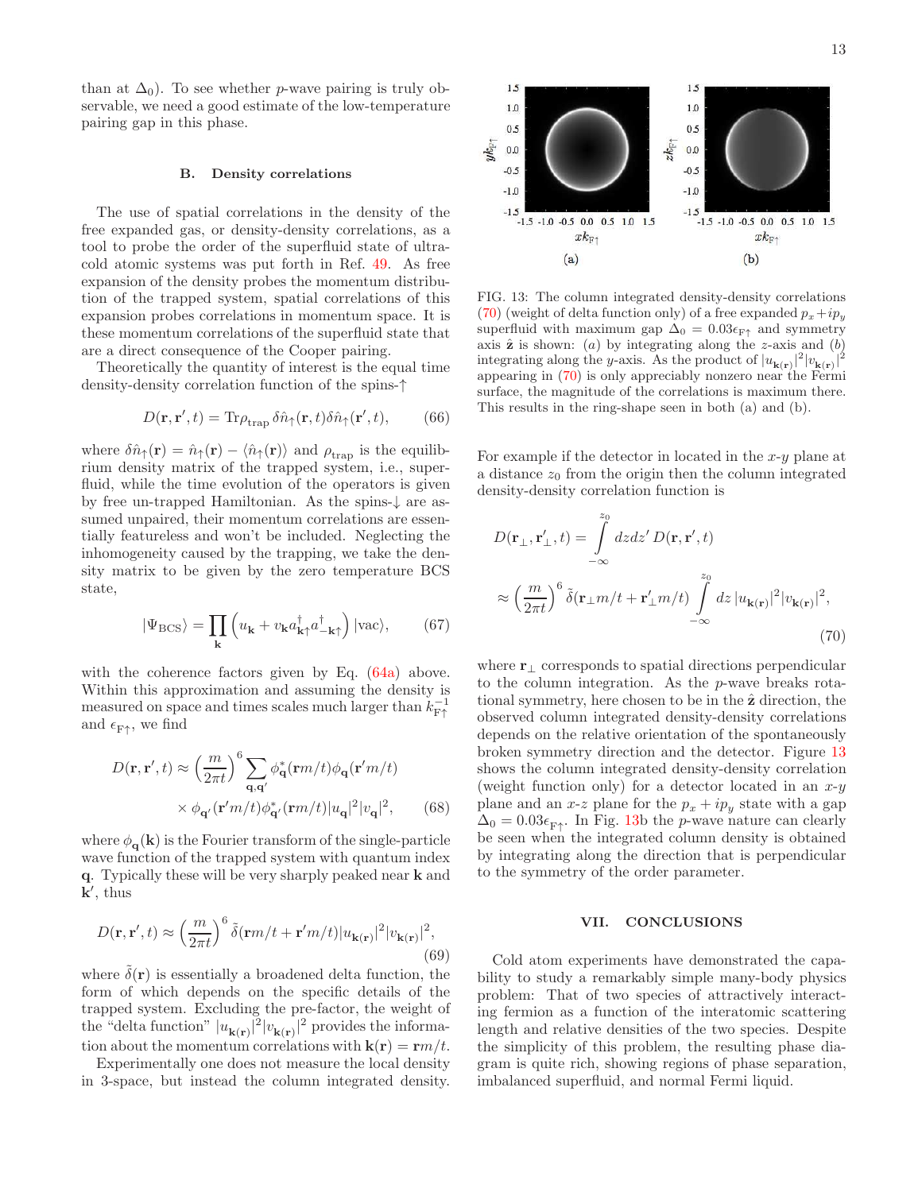than at $\Delta_0$). To see whether $p$-wave pairing is truly observable, we need a good estimate of the low-temperature pairing gap in this phase.

### B. Density correlations

The use of spatial correlations in the density of the free expanded gas, or density-density correlations, as a tool to probe the order of the superfluid state of ultracold atomic systems was put forth in Ref. 49. As free expansion of the density probes the momentum distribution of the trapped system, spatial correlations of this expansion probes correlations in momentum space. It is these momentum correlations of the superfluid state that are a direct consequence of the Cooper pairing.

Theoretically the quantity of interest is the equal time density-density correlation function of the spins-↑

$$D(\mathbf{r}, \mathbf{r}', t) = \mathrm{Tr}\rho_{\mathrm{trap}}\, \delta\hat{n}_\uparrow(\mathbf{r}, t)\delta\hat{n}_\uparrow(\mathbf{r}', t), \tag{66}$$

where $\delta\hat{n}_\uparrow(\mathbf{r}) = \hat{n}_\uparrow(\mathbf{r}) - \langle\hat{n}_\uparrow(\mathbf{r})\rangle$ and $\rho_{\mathrm{trap}}$ is the equilibrium density matrix of the trapped system, i.e., superfluid, while the time evolution of the operators is given by free un-trapped Hamiltonian. As the spins-↓ are assumed unpaired, their momentum correlations are essentially featureless and won't be included. Neglecting the inhomogeneity caused by the trapping, we take the density matrix to be given by the zero temperature BCS state,

$$|\Psi_{\mathrm{BCS}}\rangle = \prod_{\mathbf{k}} \left(u_{\mathbf{k}} + v_{\mathbf{k}} a^\dagger_{\mathbf{k}\uparrow} a^\dagger_{-\mathbf{k}\uparrow}\right)|\mathrm{vac}\rangle, \tag{67}$$

with the coherence factors given by Eq. (64a) above. Within this approximation and assuming the density is measured on space and times scales much larger than $k_{\mathrm{F}\uparrow}^{-1}$ and $\epsilon_{\mathrm{F}\uparrow}$, we find

$$D(\mathbf{r}, \mathbf{r}', t) \approx \left(\frac{m}{2\pi t}\right)^6 \sum_{\mathbf{q},\mathbf{q}'} \phi^*_{\mathbf{q}}(\mathbf{r}m/t)\phi_{\mathbf{q}}(\mathbf{r}'m/t) \times \phi_{\mathbf{q}'}(\mathbf{r}'m/t)\phi^*_{\mathbf{q}'}(\mathbf{r}m/t)|u_{\mathbf{q}}|^2|v_{\mathbf{q}}|^2, \tag{68}$$

where $\phi_{\mathbf{q}}(\mathbf{k})$ is the Fourier transform of the single-particle wave function of the trapped system with quantum index $\mathbf{q}$. Typically these will be very sharply peaked near $\mathbf{k}$ and $\mathbf{k}'$, thus

$$D(\mathbf{r}, \mathbf{r}', t) \approx \left(\frac{m}{2\pi t}\right)^6 \tilde{\delta}(\mathbf{r}m/t + \mathbf{r}'m/t)|u_{\mathbf{k}(\mathbf{r})}|^2|v_{\mathbf{k}(\mathbf{r})}|^2, \tag{69}$$

where $\tilde{\delta}(\mathbf{r})$ is essentially a broadened delta function, the form of which depends on the specific details of the trapped system. Excluding the pre-factor, the weight of the "delta function" $|u_{\mathbf{k}(\mathbf{r})}|^2|v_{\mathbf{k}(\mathbf{r})}|^2$ provides the information about the momentum correlations with $\mathbf{k}(\mathbf{r}) = \mathbf{r}m/t$.

Experimentally one does not measure the local density in 3-space, but instead the column integrated density. For example if the detector in located in the $x$-$y$ plane at a distance $z_0$ from the origin then the column integrated density-density correlation function is

$$D(\mathbf{r}_\perp, \mathbf{r}'_\perp, t) = \int_{-\infty}^{z_0} dz dz'\, D(\mathbf{r}, \mathbf{r}', t) \approx \left(\frac{m}{2\pi t}\right)^6 \tilde{\delta}(\mathbf{r}_\perp m/t + \mathbf{r}'_\perp m/t) \int_{-\infty}^{z_0} dz\, |u_{\mathbf{k}(\mathbf{r})}|^2|v_{\mathbf{k}(\mathbf{r})}|^2, \tag{70}$$

where $\mathbf{r}_\perp$ corresponds to spatial directions perpendicular to the column integration. As the $p$-wave breaks rotational symmetry, here chosen to be in the $\hat{\mathbf{z}}$ direction, the observed column integrated density-density correlations depends on the relative orientation of the spontaneously broken symmetry direction and the detector. Figure 13 shows the column integrated density-density correlation (weight function only) for a detector located in an $x$-$y$ plane and an $x$-$z$ plane for the $p_x + ip_y$ state with a gap $\Delta_0 = 0.03\epsilon_{\mathrm{F}\uparrow}$. In Fig. 13b the $p$-wave nature can clearly be seen when the integrated column density is obtained by integrating along the direction that is perpendicular to the symmetry of the order parameter.

1.5
1.0
0.5
$yk_{\mathrm{F}\uparrow}$ 0.0
-0.5
-1.0
-1.5
-1.5 -1.0 -0.5 0.0 0.5 1.0 1.5
$xk_{\mathrm{F}\uparrow}$
(a)

1.5
1.0
0.5
$zk_{\mathrm{F}\uparrow}$ 0.0
-0.5
-1.0
-1.5
-1.5 -1.0 -0.5 0.0 0.5 1.0 1.5
$xk_{\mathrm{F}\uparrow}$
(b)

FIG. 13: The column integrated density-density correlations (70) (weight of delta function only) of a free expanded $p_x + ip_y$ superfluid with maximum gap $\Delta_0 = 0.03\epsilon_{\mathrm{F}\uparrow}$ and symmetry axis $\hat{\mathbf{z}}$ is shown: $(a)$ by integrating along the $z$-axis and $(b)$ integrating along the $y$-axis. As the product of $|u_{\mathbf{k}(\mathbf{r})}|^2|v_{\mathbf{k}(\mathbf{r})}|^2$ appearing in (70) is only appreciably nonzero near the Fermi surface, the magnitude of the correlations is maximum there. This results in the ring-shape seen in both (a) and (b).

## VII. CONCLUSIONS

Cold atom experiments have demonstrated the capability to study a remarkably simple many-body physics problem: That of two species of attractively interacting fermion as a function of the interatomic scattering length and relative densities of the two species. Despite the simplicity of this problem, the resulting phase diagram is quite rich, showing regions of phase separation, imbalanced superfluid, and normal Fermi liquid.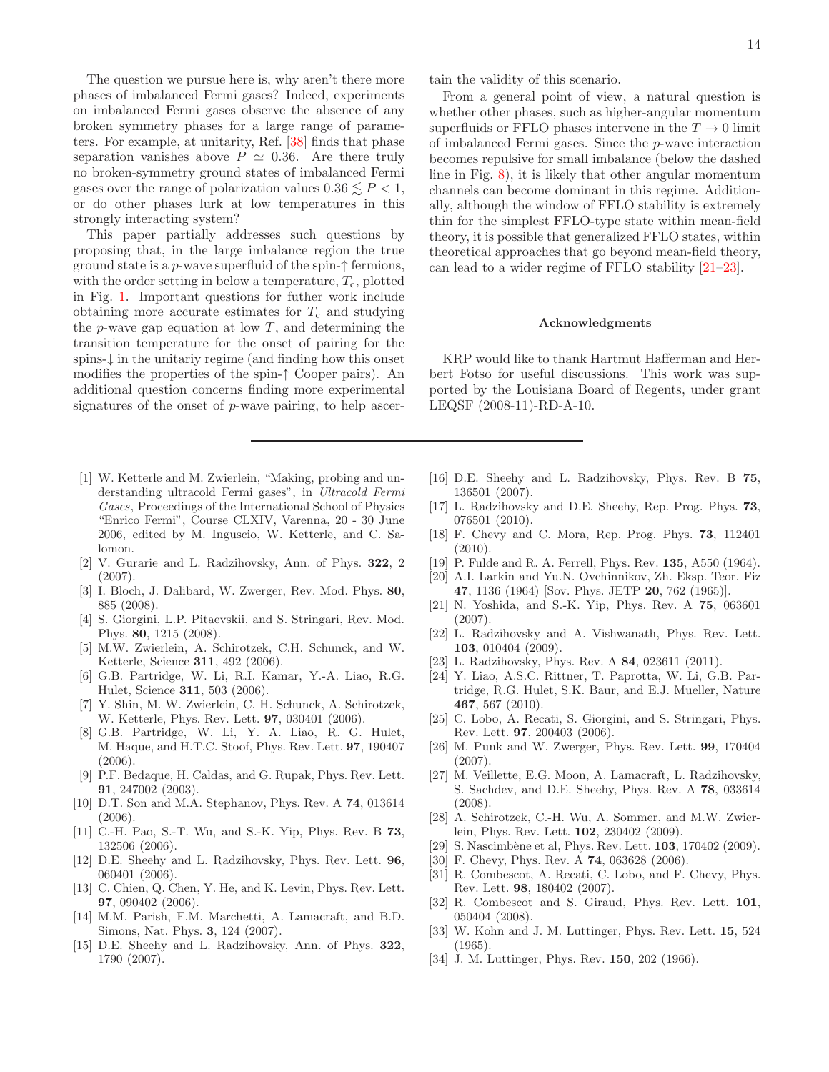The question we pursue here is, why aren't there more phases of imbalanced Fermi gases? Indeed, experiments on imbalanced Fermi gases observe the absence of any broken symmetry phases for a large range of parameters. For example, at unitarity, Ref. [38] finds that phase separation vanishes above $P \simeq 0.36$. Are there truly no broken-symmetry ground states of imbalanced Fermi gases over the range of polarization values $0.36 \lesssim P < 1$, or do other phases lurk at low temperatures in this strongly interacting system?

This paper partially addresses such questions by proposing that, in the large imbalance region the true ground state is a $p$-wave superfluid of the spin-$\uparrow$ fermions, with the order setting in below a temperature, $T_c$, plotted in Fig. 1. Important questions for futher work include obtaining more accurate estimates for $T_c$ and studying the $p$-wave gap equation at low $T$, and determining the transition temperature for the onset of pairing for the spins-$\downarrow$ in the unitariy regime (and finding how this onset modifies the properties of the spin-$\uparrow$ Cooper pairs). An additional question concerns finding more experimental signatures of the onset of $p$-wave pairing, to help ascertain the validity of this scenario.

From a general point of view, a natural question is whether other phases, such as higher-angular momentum superfluids or FFLO phases intervene in the $T \to 0$ limit of imbalanced Fermi gases. Since the $p$-wave interaction becomes repulsive for small imbalance (below the dashed line in Fig. 8), it is likely that other angular momentum channels can become dominant in this regime. Additionally, although the window of FFLO stability is extremely thin for the simplest FFLO-type state within mean-field theory, it is possible that generalized FFLO states, within theoretical approaches that go beyond mean-field theory, can lead to a wider regime of FFLO stability [21–23].

### Acknowledgments

KRP would like to thank Hartmut Hafferman and Herbert Fotso for useful discussions. This work was supported by the Louisiana Board of Regents, under grant LEQSF (2008-11)-RD-A-10.

---

[1] W. Ketterle and M. Zwierlein, "Making, probing and understanding ultracold Fermi gases", in *Ultracold Fermi Gases*, Proceedings of the International School of Physics "Enrico Fermi", Course CLXIV, Varenna, 20 - 30 June 2006, edited by M. Inguscio, W. Ketterle, and C. Salomon.

[2] V. Gurarie and L. Radzihovsky, Ann. of Phys. **322**, 2 (2007).

[3] I. Bloch, J. Dalibard, W. Zwerger, Rev. Mod. Phys. **80**, 885 (2008).

[4] S. Giorgini, L.P. Pitaevskii, and S. Stringari, Rev. Mod. Phys. **80**, 1215 (2008).

[5] M.W. Zwierlein, A. Schirotzek, C.H. Schunck, and W. Ketterle, Science **311**, 492 (2006).

[6] G.B. Partridge, W. Li, R.I. Kamar, Y.-A. Liao, R.G. Hulet, Science **311**, 503 (2006).

[7] Y. Shin, M. W. Zwierlein, C. H. Schunck, A. Schirotzek, W. Ketterle, Phys. Rev. Lett. **97**, 030401 (2006).

[8] G.B. Partridge, W. Li, Y. A. Liao, R. G. Hulet, M. Haque, and H.T.C. Stoof, Phys. Rev. Lett. **97**, 190407 (2006).

[9] P.F. Bedaque, H. Caldas, and G. Rupak, Phys. Rev. Lett. **91**, 247002 (2003).

[10] D.T. Son and M.A. Stephanov, Phys. Rev. A **74**, 013614 (2006).

[11] C.-H. Pao, S.-T. Wu, and S.-K. Yip, Phys. Rev. B **73**, 132506 (2006).

[12] D.E. Sheehy and L. Radzihovsky, Phys. Rev. Lett. **96**, 060401 (2006).

[13] C. Chien, Q. Chen, Y. He, and K. Levin, Phys. Rev. Lett. **97**, 090402 (2006).

[14] M.M. Parish, F.M. Marchetti, A. Lamacraft, and B.D. Simons, Nat. Phys. **3**, 124 (2007).

[15] D.E. Sheehy and L. Radzihovsky, Ann. of Phys. **322**, 1790 (2007).

[16] D.E. Sheehy and L. Radzihovsky, Phys. Rev. B **75**, 136501 (2007).

[17] L. Radzihovsky and D.E. Sheehy, Rep. Prog. Phys. **73**, 076501 (2010).

[18] F. Chevy and C. Mora, Rep. Prog. Phys. **73**, 112401 (2010).

[19] P. Fulde and R. A. Ferrell, Phys. Rev. **135**, A550 (1964).

[20] A.I. Larkin and Yu.N. Ovchinnikov, Zh. Eksp. Teor. Fiz **47**, 1136 (1964) [Sov. Phys. JETP **20**, 762 (1965)].

[21] N. Yoshida, and S.-K. Yip, Phys. Rev. A **75**, 063601 (2007).

[22] L. Radzihovsky and A. Vishwanath, Phys. Rev. Lett. **103**, 010404 (2009).

[23] L. Radzihovsky, Phys. Rev. A **84**, 023611 (2011).

[24] Y. Liao, A.S.C. Rittner, T. Paprotta, W. Li, G.B. Partridge, R.G. Hulet, S.K. Baur, and E.J. Mueller, Nature **467**, 567 (2010).

[25] C. Lobo, A. Recati, S. Giorgini, and S. Stringari, Phys. Rev. Lett. **97**, 200403 (2006).

[26] M. Punk and W. Zwerger, Phys. Rev. Lett. **99**, 170404 (2007).

[27] M. Veillette, E.G. Moon, A. Lamacraft, L. Radzihovsky, S. Sachdev, and D.E. Sheehy, Phys. Rev. A **78**, 033614 (2008).

[28] A. Schirotzek, C.-H. Wu, A. Sommer, and M.W. Zwierlein, Phys. Rev. Lett. **102**, 230402 (2009).

[29] S. Nascimbène et al, Phys. Rev. Lett. **103**, 170402 (2009).

[30] F. Chevy, Phys. Rev. A **74**, 063628 (2006).

[31] R. Combescot, A. Recati, C. Lobo, and F. Chevy, Phys. Rev. Lett. **98**, 180402 (2007).

[32] R. Combescot and S. Giraud, Phys. Rev. Lett. **101**, 050404 (2008).

[33] W. Kohn and J. M. Luttinger, Phys. Rev. Lett. **15**, 524 (1965).

[34] J. M. Luttinger, Phys. Rev. **150**, 202 (1966).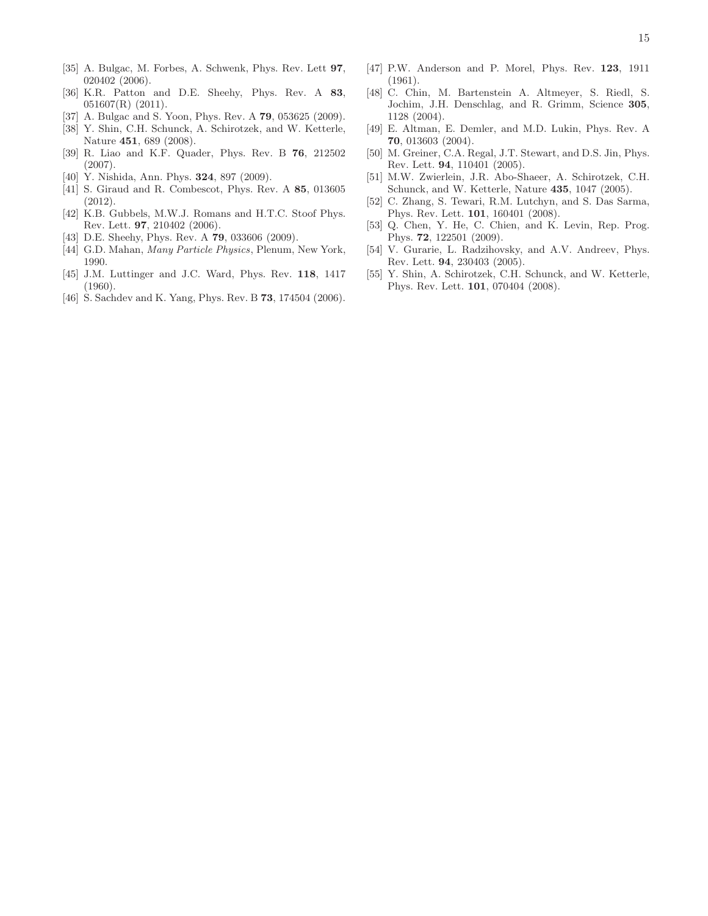[35] A. Bulgac, M. Forbes, A. Schwenk, Phys. Rev. Lett **97**, 020402 (2006).

[36] K.R. Patton and D.E. Sheehy, Phys. Rev. A **83**, 051607(R) (2011).

[37] A. Bulgac and S. Yoon, Phys. Rev. A **79**, 053625 (2009).

[38] Y. Shin, C.H. Schunck, A. Schirotzek, and W. Ketterle, Nature **451**, 689 (2008).

[39] R. Liao and K.F. Quader, Phys. Rev. B **76**, 212502 (2007).

[40] Y. Nishida, Ann. Phys. **324**, 897 (2009).

[41] S. Giraud and R. Combescot, Phys. Rev. A **85**, 013605 (2012).

[42] K.B. Gubbels, M.W.J. Romans and H.T.C. Stoof Phys. Rev. Lett. **97**, 210402 (2006).

[43] D.E. Sheehy, Phys. Rev. A **79**, 033606 (2009).

[44] G.D. Mahan, *Many Particle Physics*, Plenum, New York, 1990.

[45] J.M. Luttinger and J.C. Ward, Phys. Rev. **118**, 1417 (1960).

[46] S. Sachdev and K. Yang, Phys. Rev. B **73**, 174504 (2006).

[47] P.W. Anderson and P. Morel, Phys. Rev. **123**, 1911 (1961).

[48] C. Chin, M. Bartenstein A. Altmeyer, S. Riedl, S. Jochim, J.H. Denschlag, and R. Grimm, Science **305**, 1128 (2004).

[49] E. Altman, E. Demler, and M.D. Lukin, Phys. Rev. A **70**, 013603 (2004).

[50] M. Greiner, C.A. Regal, J.T. Stewart, and D.S. Jin, Phys. Rev. Lett. **94**, 110401 (2005).

[51] M.W. Zwierlein, J.R. Abo-Shaeer, A. Schirotzek, C.H. Schunck, and W. Ketterle, Nature **435**, 1047 (2005).

[52] C. Zhang, S. Tewari, R.M. Lutchyn, and S. Das Sarma, Phys. Rev. Lett. **101**, 160401 (2008).

[53] Q. Chen, Y. He, C. Chien, and K. Levin, Rep. Prog. Phys. **72**, 122501 (2009).

[54] V. Gurarie, L. Radzihovsky, and A.V. Andreev, Phys. Rev. Lett. **94**, 230403 (2005).

[55] Y. Shin, A. Schirotzek, C.H. Schunck, and W. Ketterle, Phys. Rev. Lett. **101**, 070404 (2008).